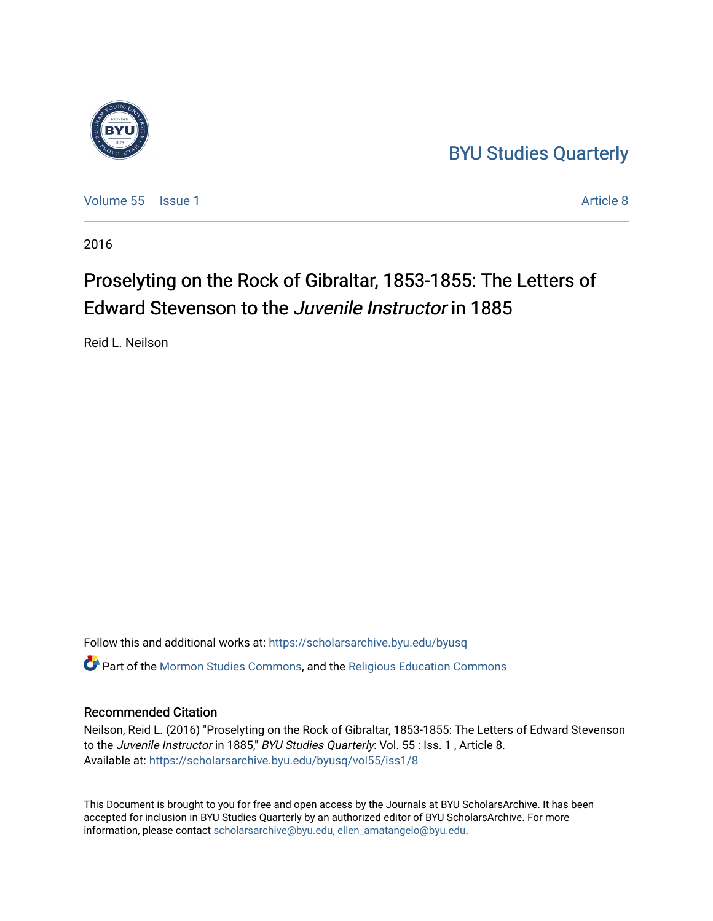BYU Studies Quarterly

Volume 55 | Issue 1 | Article 8

2016

# Proselyting on the Rock of Gibraltar, 1853-1855: The Letters of Edward Stevenson to the *Juvenile Instructor* in 1885

Reid L. Neilson

Follow this and additional works at: https://scholarsarchive.byu.edu/byusq

Part of the Mormon Studies Commons, and the Religious Education Commons

## Recommended Citation

Neilson, Reid L. (2016) "Proselyting on the Rock of Gibraltar, 1853-1855: The Letters of Edward Stevenson to the *Juvenile Instructor* in 1885," *BYU Studies Quarterly*: Vol. 55 : Iss. 1 , Article 8.
Available at: https://scholarsarchive.byu.edu/byusq/vol55/iss1/8

This Document is brought to you for free and open access by the Journals at BYU ScholarsArchive. It has been accepted for inclusion in BYU Studies Quarterly by an authorized editor of BYU ScholarsArchive. For more information, please contact scholarsarchive@byu.edu, ellen_amatangelo@byu.edu.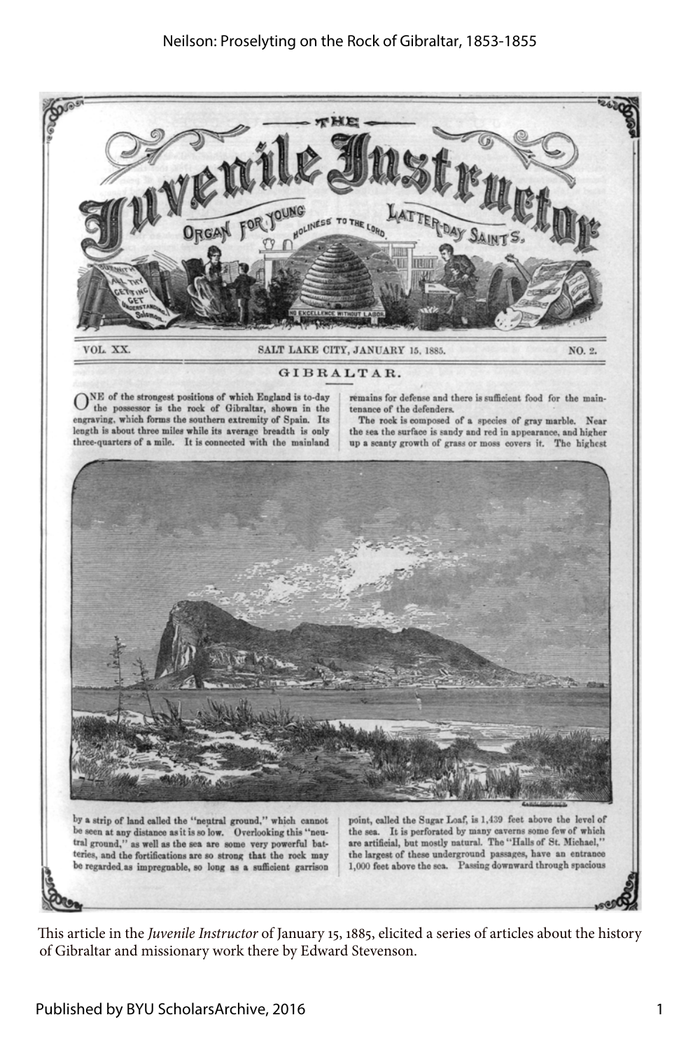THE

# Juvenile Instructor

ORGAN FOR YOUNG LATTER-DAY SAINTS.

HOLINESS TO THE LORD

NO EXCELLENCE WITHOUT LABOR

VOL. XX. SALT LAKE CITY, JANUARY 15, 1885. NO. 2.

## GIBRALTAR.

ONE of the strongest positions of which England is to-day the possessor is the rock of Gibraltar, shown in the engraving, which forms the southern extremity of Spain. Its length is about three miles while its average breadth is only three-quarters of a mile. It is connected with the mainland by a strip of land called the "neutral ground," which cannot be seen at any distance as it is so low. Overlooking this "neutral ground," as well as the sea are some very powerful batteries, and the fortifications are so strong that the rock may be regarded as impregnable, so long as a sufficient garrison remains for defense and there is sufficient food for the maintenance of the defenders.

The rock is composed of a species of gray marble. Near the sea the surface is sandy and red in appearance, and higher up a scanty growth of grass or moss covers it. The highest point, called the Sugar Loaf, is 1,439 feet above the level of the sea. It is perforated by many caverns some few of which are artificial, but mostly natural. The "Halls of St. Michael," the largest of these underground passages, have an entrance 1,000 feet above the sea. Passing downward through spacious

This article in the *Juvenile Instructor* of January 15, 1885, elicited a series of articles about the history of Gibraltar and missionary work there by Edward Stevenson.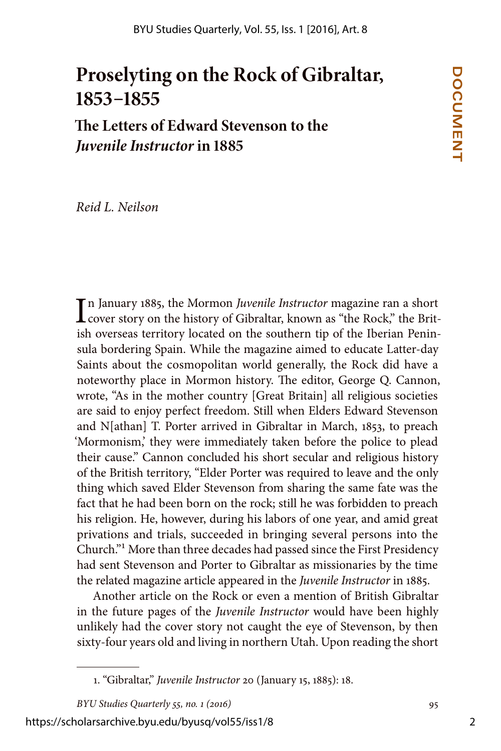# Proselyting on the Rock of Gibraltar, 1853–1855

## The Letters of Edward Stevenson to the *Juvenile Instructor* in 1885

*Reid L. Neilson*

In January 1885, the Mormon *Juvenile Instructor* magazine ran a short cover story on the history of Gibraltar, known as "the Rock," the British overseas territory located on the southern tip of the Iberian Peninsula bordering Spain. While the magazine aimed to educate Latter-day Saints about the cosmopolitan world generally, the Rock did have a noteworthy place in Mormon history. The editor, George Q. Cannon, wrote, "As in the mother country [Great Britain] all religious societies are said to enjoy perfect freedom. Still when Elders Edward Stevenson and N[athan] T. Porter arrived in Gibraltar in March, 1853, to preach 'Mormonism,' they were immediately taken before the police to plead their cause." Cannon concluded his short secular and religious history of the British territory, "Elder Porter was required to leave and the only thing which saved Elder Stevenson from sharing the same fate was the fact that he had been born on the rock; still he was forbidden to preach his religion. He, however, during his labors of one year, and amid great privations and trials, succeeded in bringing several persons into the Church."[1] More than three decades had passed since the First Presidency had sent Stevenson and Porter to Gibraltar as missionaries by the time the related magazine article appeared in the *Juvenile Instructor* in 1885.

Another article on the Rock or even a mention of British Gibraltar in the future pages of the *Juvenile Instructor* would have been highly unlikely had the cover story not caught the eye of Stevenson, by then sixty-four years old and living in northern Utah. Upon reading the short

1. "Gibraltar," *Juvenile Instructor* 20 (January 15, 1885): 18.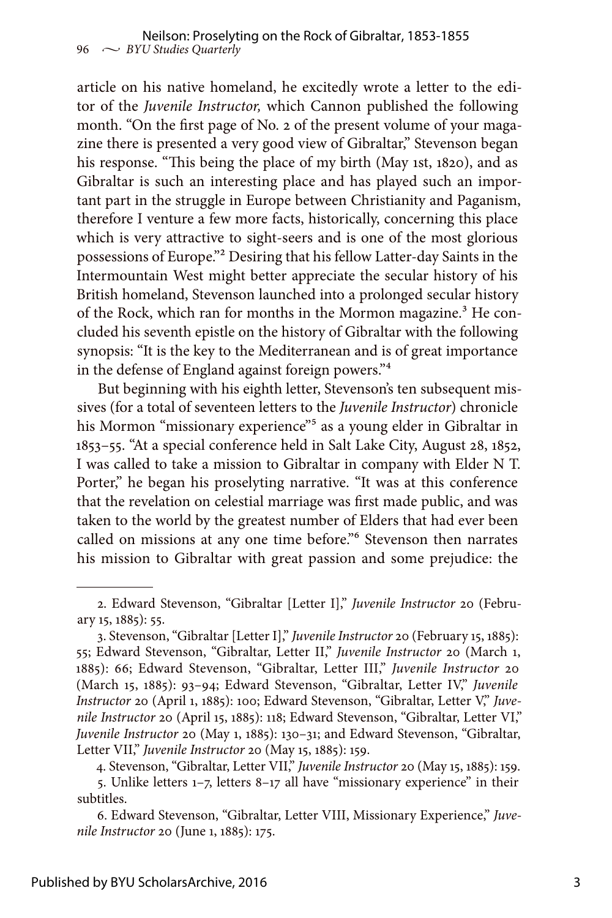article on his native homeland, he excitedly wrote a letter to the editor of the *Juvenile Instructor,* which Cannon published the following month. "On the first page of No. 2 of the present volume of your magazine there is presented a very good view of Gibraltar," Stevenson began his response. "This being the place of my birth (May 1st, 1820), and as Gibraltar is such an interesting place and has played such an important part in the struggle in Europe between Christianity and Paganism, therefore I venture a few more facts, historically, concerning this place which is very attractive to sight-seers and is one of the most glorious possessions of Europe."[2] Desiring that his fellow Latter-day Saints in the Intermountain West might better appreciate the secular history of his British homeland, Stevenson launched into a prolonged secular history of the Rock, which ran for months in the Mormon magazine.[3] He concluded his seventh epistle on the history of Gibraltar with the following synopsis: "It is the key to the Mediterranean and is of great importance in the defense of England against foreign powers."[4]

But beginning with his eighth letter, Stevenson's ten subsequent missives (for a total of seventeen letters to the *Juvenile Instructor*) chronicle his Mormon "missionary experience"[5] as a young elder in Gibraltar in 1853–55. "At a special conference held in Salt Lake City, August 28, 1852, I was called to take a mission to Gibraltar in company with Elder N T. Porter," he began his proselyting narrative. "It was at this conference that the revelation on celestial marriage was first made public, and was taken to the world by the greatest number of Elders that had ever been called on missions at any one time before."[6] Stevenson then narrates his mission to Gibraltar with great passion and some prejudice: the

---

2. Edward Stevenson, "Gibraltar [Letter I]," *Juvenile Instructor* 20 (February 15, 1885): 55.

3. Stevenson, "Gibraltar [Letter I]," *Juvenile Instructor* 20 (February 15, 1885): 55; Edward Stevenson, "Gibraltar, Letter II," *Juvenile Instructor* 20 (March 1, 1885): 66; Edward Stevenson, "Gibraltar, Letter III," *Juvenile Instructor* 20 (March 15, 1885): 93–94; Edward Stevenson, "Gibraltar, Letter IV," *Juvenile Instructor* 20 (April 1, 1885): 100; Edward Stevenson, "Gibraltar, Letter V," *Juvenile Instructor* 20 (April 15, 1885): 118; Edward Stevenson, "Gibraltar, Letter VI," *Juvenile Instructor* 20 (May 1, 1885): 130–31; and Edward Stevenson, "Gibraltar, Letter VII," *Juvenile Instructor* 20 (May 15, 1885): 159.

4. Stevenson, "Gibraltar, Letter VII," *Juvenile Instructor* 20 (May 15, 1885): 159.

5. Unlike letters 1–7, letters 8–17 all have "missionary experience" in their subtitles.

6. Edward Stevenson, "Gibraltar, Letter VIII, Missionary Experience," *Juvenile Instructor* 20 (June 1, 1885): 175.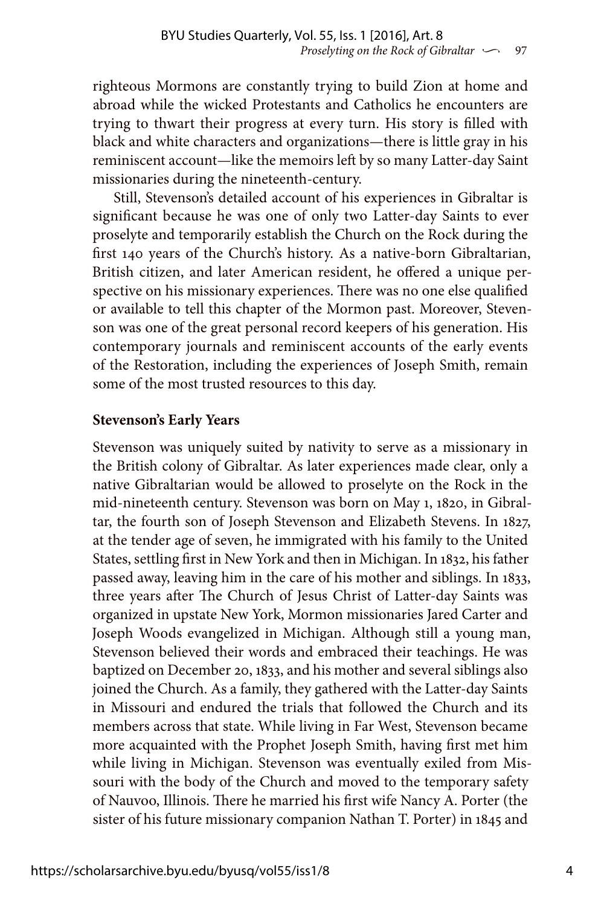righteous Mormons are constantly trying to build Zion at home and abroad while the wicked Protestants and Catholics he encounters are trying to thwart their progress at every turn. His story is filled with black and white characters and organizations—there is little gray in his reminiscent account—like the memoirs left by so many Latter-day Saint missionaries during the nineteenth-century.

Still, Stevenson's detailed account of his experiences in Gibraltar is significant because he was one of only two Latter-day Saints to ever proselyte and temporarily establish the Church on the Rock during the first 140 years of the Church's history. As a native-born Gibraltarian, British citizen, and later American resident, he offered a unique perspective on his missionary experiences. There was no one else qualified or available to tell this chapter of the Mormon past. Moreover, Stevenson was one of the great personal record keepers of his generation. His contemporary journals and reminiscent accounts of the early events of the Restoration, including the experiences of Joseph Smith, remain some of the most trusted resources to this day.

## Stevenson's Early Years

Stevenson was uniquely suited by nativity to serve as a missionary in the British colony of Gibraltar. As later experiences made clear, only a native Gibraltarian would be allowed to proselyte on the Rock in the mid-nineteenth century. Stevenson was born on May 1, 1820, in Gibraltar, the fourth son of Joseph Stevenson and Elizabeth Stevens. In 1827, at the tender age of seven, he immigrated with his family to the United States, settling first in New York and then in Michigan. In 1832, his father passed away, leaving him in the care of his mother and siblings. In 1833, three years after The Church of Jesus Christ of Latter-day Saints was organized in upstate New York, Mormon missionaries Jared Carter and Joseph Woods evangelized in Michigan. Although still a young man, Stevenson believed their words and embraced their teachings. He was baptized on December 20, 1833, and his mother and several siblings also joined the Church. As a family, they gathered with the Latter-day Saints in Missouri and endured the trials that followed the Church and its members across that state. While living in Far West, Stevenson became more acquainted with the Prophet Joseph Smith, having first met him while living in Michigan. Stevenson was eventually exiled from Missouri with the body of the Church and moved to the temporary safety of Nauvoo, Illinois. There he married his first wife Nancy A. Porter (the sister of his future missionary companion Nathan T. Porter) in 1845 and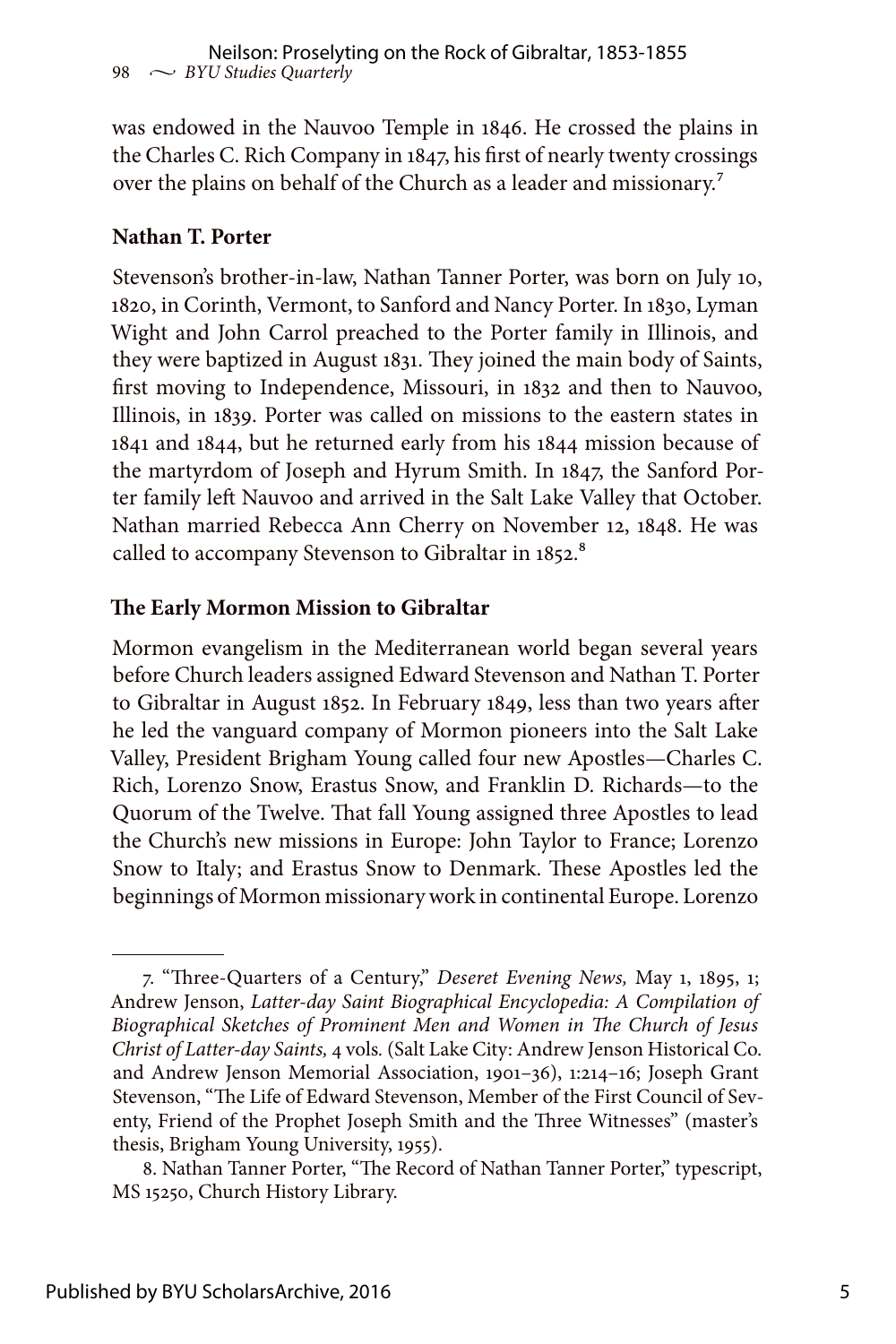was endowed in the Nauvoo Temple in 1846. He crossed the plains in the Charles C. Rich Company in 1847, his first of nearly twenty crossings over the plains on behalf of the Church as a leader and missionary.[7]

### Nathan T. Porter

Stevenson's brother-in-law, Nathan Tanner Porter, was born on July 10, 1820, in Corinth, Vermont, to Sanford and Nancy Porter. In 1830, Lyman Wight and John Carrol preached to the Porter family in Illinois, and they were baptized in August 1831. They joined the main body of Saints, first moving to Independence, Missouri, in 1832 and then to Nauvoo, Illinois, in 1839. Porter was called on missions to the eastern states in 1841 and 1844, but he returned early from his 1844 mission because of the martyrdom of Joseph and Hyrum Smith. In 1847, the Sanford Porter family left Nauvoo and arrived in the Salt Lake Valley that October. Nathan married Rebecca Ann Cherry on November 12, 1848. He was called to accompany Stevenson to Gibraltar in 1852.[8]

### The Early Mormon Mission to Gibraltar

Mormon evangelism in the Mediterranean world began several years before Church leaders assigned Edward Stevenson and Nathan T. Porter to Gibraltar in August 1852. In February 1849, less than two years after he led the vanguard company of Mormon pioneers into the Salt Lake Valley, President Brigham Young called four new Apostles—Charles C. Rich, Lorenzo Snow, Erastus Snow, and Franklin D. Richards—to the Quorum of the Twelve. That fall Young assigned three Apostles to lead the Church's new missions in Europe: John Taylor to France; Lorenzo Snow to Italy; and Erastus Snow to Denmark. These Apostles led the beginnings of Mormon missionary work in continental Europe. Lorenzo

---

7. "Three-Quarters of a Century," *Deseret Evening News,* May 1, 1895, 1; Andrew Jenson, *Latter-day Saint Biographical Encyclopedia: A Compilation of Biographical Sketches of Prominent Men and Women in The Church of Jesus Christ of Latter-day Saints,* 4 vols. (Salt Lake City: Andrew Jenson Historical Co. and Andrew Jenson Memorial Association, 1901–36), 1:214–16; Joseph Grant Stevenson, "The Life of Edward Stevenson, Member of the First Council of Seventy, Friend of the Prophet Joseph Smith and the Three Witnesses" (master's thesis, Brigham Young University, 1955).

8. Nathan Tanner Porter, "The Record of Nathan Tanner Porter," typescript, MS 15250, Church History Library.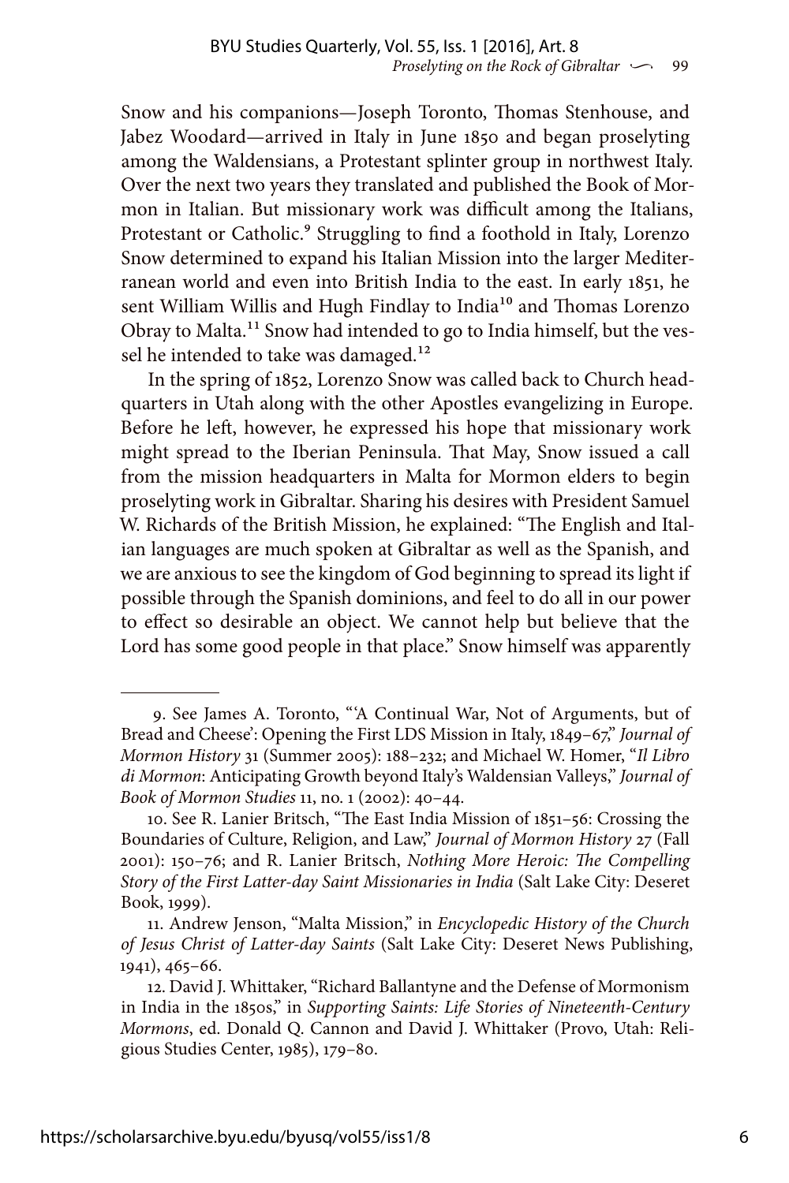Snow and his companions—Joseph Toronto, Thomas Stenhouse, and Jabez Woodard—arrived in Italy in June 1850 and began proselyting among the Waldensians, a Protestant splinter group in northwest Italy. Over the next two years they translated and published the Book of Mormon in Italian. But missionary work was difficult among the Italians, Protestant or Catholic.[9] Struggling to find a foothold in Italy, Lorenzo Snow determined to expand his Italian Mission into the larger Mediterranean world and even into British India to the east. In early 1851, he sent William Willis and Hugh Findlay to India[10] and Thomas Lorenzo Obray to Malta.[11] Snow had intended to go to India himself, but the vessel he intended to take was damaged.[12]

In the spring of 1852, Lorenzo Snow was called back to Church headquarters in Utah along with the other Apostles evangelizing in Europe. Before he left, however, he expressed his hope that missionary work might spread to the Iberian Peninsula. That May, Snow issued a call from the mission headquarters in Malta for Mormon elders to begin proselyting work in Gibraltar. Sharing his desires with President Samuel W. Richards of the British Mission, he explained: "The English and Italian languages are much spoken at Gibraltar as well as the Spanish, and we are anxious to see the kingdom of God beginning to spread its light if possible through the Spanish dominions, and feel to do all in our power to effect so desirable an object. We cannot help but believe that the Lord has some good people in that place." Snow himself was apparently

---

9. See James A. Toronto, "'A Continual War, Not of Arguments, but of Bread and Cheese': Opening the First LDS Mission in Italy, 1849–67," *Journal of Mormon History* 31 (Summer 2005): 188–232; and Michael W. Homer, "*Il Libro di Mormon*: Anticipating Growth beyond Italy's Waldensian Valleys," *Journal of Book of Mormon Studies* 11, no. 1 (2002): 40–44.

10. See R. Lanier Britsch, "The East India Mission of 1851–56: Crossing the Boundaries of Culture, Religion, and Law," *Journal of Mormon History* 27 (Fall 2001): 150–76; and R. Lanier Britsch, *Nothing More Heroic: The Compelling Story of the First Latter-day Saint Missionaries in India* (Salt Lake City: Deseret Book, 1999).

11. Andrew Jenson, "Malta Mission," in *Encyclopedic History of the Church of Jesus Christ of Latter-day Saints* (Salt Lake City: Deseret News Publishing, 1941), 465–66.

12. David J. Whittaker, "Richard Ballantyne and the Defense of Mormonism in India in the 1850s," in *Supporting Saints: Life Stories of Nineteenth-Century Mormons*, ed. Donald Q. Cannon and David J. Whittaker (Provo, Utah: Religious Studies Center, 1985), 179–80.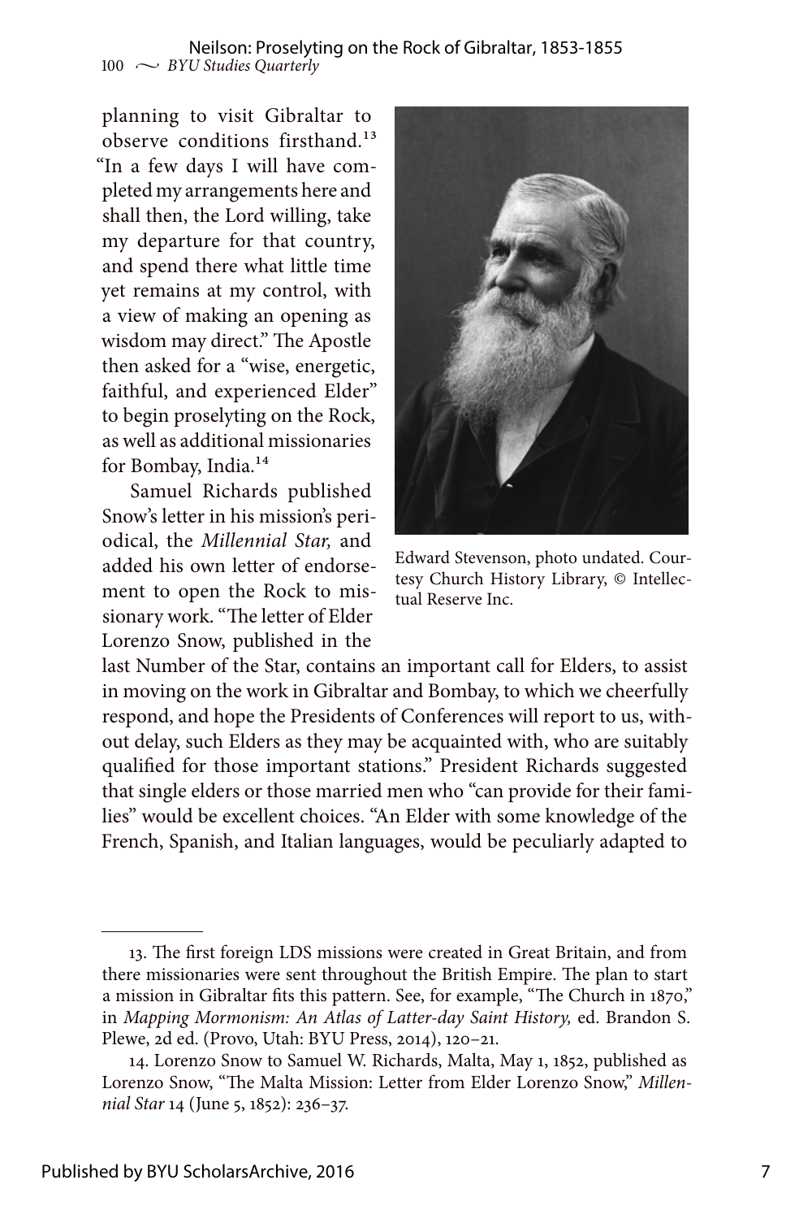planning to visit Gibraltar to observe conditions firsthand.[13] "In a few days I will have completed my arrangements here and shall then, the Lord willing, take my departure for that country, and spend there what little time yet remains at my control, with a view of making an opening as wisdom may direct." The Apostle then asked for a "wise, energetic, faithful, and experienced Elder" to begin proselyting on the Rock, as well as additional missionaries for Bombay, India.[14]

Samuel Richards published Snow's letter in his mission's periodical, the *Millennial Star,* and added his own letter of endorsement to open the Rock to missionary work. "The letter of Elder Lorenzo Snow, published in the last Number of the Star, contains an important call for Elders, to assist in moving on the work in Gibraltar and Bombay, to which we cheerfully respond, and hope the Presidents of Conferences will report to us, without delay, such Elders as they may be acquainted with, who are suitably qualified for those important stations." President Richards suggested that single elders or those married men who "can provide for their families" would be excellent choices. "An Elder with some knowledge of the French, Spanish, and Italian languages, would be peculiarly adapted to

Edward Stevenson, photo undated. Courtesy Church History Library, © Intellectual Reserve Inc.

---

13. The first foreign LDS missions were created in Great Britain, and from there missionaries were sent throughout the British Empire. The plan to start a mission in Gibraltar fits this pattern. See, for example, "The Church in 1870," in *Mapping Mormonism: An Atlas of Latter-day Saint History,* ed. Brandon S. Plewe, 2d ed. (Provo, Utah: BYU Press, 2014), 120–21.

14. Lorenzo Snow to Samuel W. Richards, Malta, May 1, 1852, published as Lorenzo Snow, "The Malta Mission: Letter from Elder Lorenzo Snow," *Millennial Star* 14 (June 5, 1852): 236–37.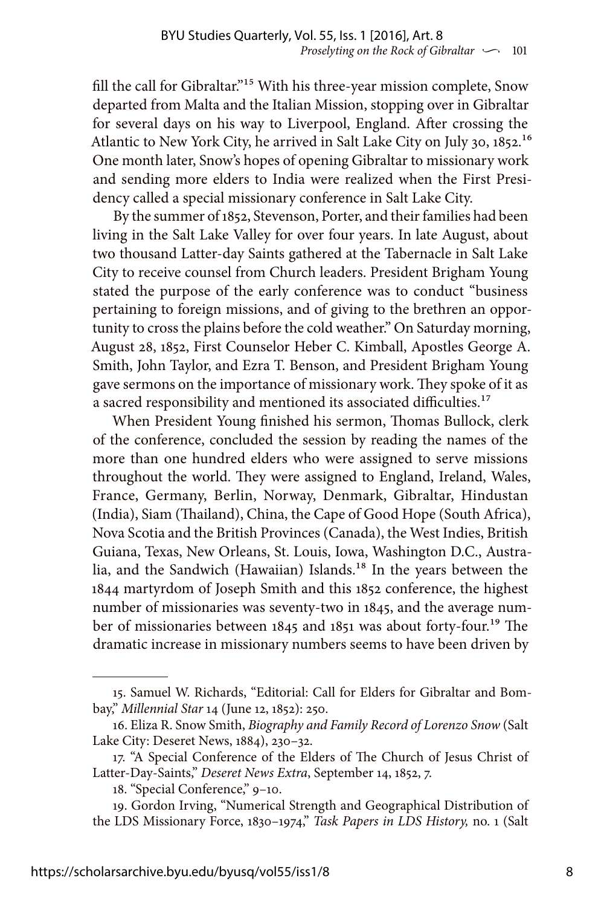fill the call for Gibraltar."[15] With his three-year mission complete, Snow departed from Malta and the Italian Mission, stopping over in Gibraltar for several days on his way to Liverpool, England. After crossing the Atlantic to New York City, he arrived in Salt Lake City on July 30, 1852.[16] One month later, Snow's hopes of opening Gibraltar to missionary work and sending more elders to India were realized when the First Presidency called a special missionary conference in Salt Lake City.

By the summer of 1852, Stevenson, Porter, and their families had been living in the Salt Lake Valley for over four years. In late August, about two thousand Latter-day Saints gathered at the Tabernacle in Salt Lake City to receive counsel from Church leaders. President Brigham Young stated the purpose of the early conference was to conduct "business pertaining to foreign missions, and of giving to the brethren an opportunity to cross the plains before the cold weather." On Saturday morning, August 28, 1852, First Counselor Heber C. Kimball, Apostles George A. Smith, John Taylor, and Ezra T. Benson, and President Brigham Young gave sermons on the importance of missionary work. They spoke of it as a sacred responsibility and mentioned its associated difficulties.[17]

When President Young finished his sermon, Thomas Bullock, clerk of the conference, concluded the session by reading the names of the more than one hundred elders who were assigned to serve missions throughout the world. They were assigned to England, Ireland, Wales, France, Germany, Berlin, Norway, Denmark, Gibraltar, Hindustan (India), Siam (Thailand), China, the Cape of Good Hope (South Africa), Nova Scotia and the British Provinces (Canada), the West Indies, British Guiana, Texas, New Orleans, St. Louis, Iowa, Washington D.C., Australia, and the Sandwich (Hawaiian) Islands.[18] In the years between the 1844 martyrdom of Joseph Smith and this 1852 conference, the highest number of missionaries was seventy-two in 1845, and the average number of missionaries between 1845 and 1851 was about forty-four.[19] The dramatic increase in missionary numbers seems to have been driven by

---

15. Samuel W. Richards, "Editorial: Call for Elders for Gibraltar and Bombay," *Millennial Star* 14 (June 12, 1852): 250.

16. Eliza R. Snow Smith, *Biography and Family Record of Lorenzo Snow* (Salt Lake City: Deseret News, 1884), 230–32.

17. "A Special Conference of the Elders of The Church of Jesus Christ of Latter-Day-Saints," *Deseret News Extra*, September 14, 1852, 7.

18. "Special Conference," 9–10.

19. Gordon Irving, "Numerical Strength and Geographical Distribution of the LDS Missionary Force, 1830–1974," *Task Papers in LDS History,* no. 1 (Salt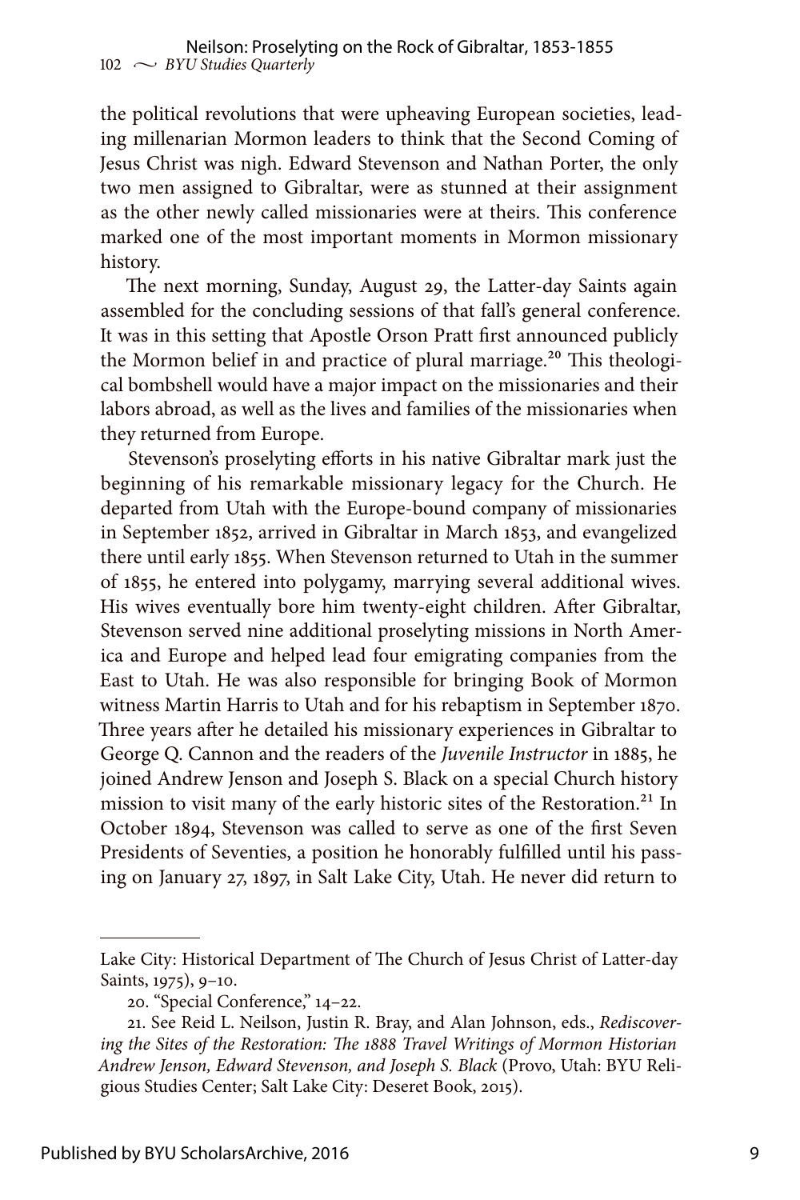the political revolutions that were upheaving European societies, leading millenarian Mormon leaders to think that the Second Coming of Jesus Christ was nigh. Edward Stevenson and Nathan Porter, the only two men assigned to Gibraltar, were as stunned at their assignment as the other newly called missionaries were at theirs. This conference marked one of the most important moments in Mormon missionary history.

The next morning, Sunday, August 29, the Latter-day Saints again assembled for the concluding sessions of that fall's general conference. It was in this setting that Apostle Orson Pratt first announced publicly the Mormon belief in and practice of plural marriage.[20] This theological bombshell would have a major impact on the missionaries and their labors abroad, as well as the lives and families of the missionaries when they returned from Europe.

Stevenson's proselyting efforts in his native Gibraltar mark just the beginning of his remarkable missionary legacy for the Church. He departed from Utah with the Europe-bound company of missionaries in September 1852, arrived in Gibraltar in March 1853, and evangelized there until early 1855. When Stevenson returned to Utah in the summer of 1855, he entered into polygamy, marrying several additional wives. His wives eventually bore him twenty-eight children. After Gibraltar, Stevenson served nine additional proselyting missions in North America and Europe and helped lead four emigrating companies from the East to Utah. He was also responsible for bringing Book of Mormon witness Martin Harris to Utah and for his rebaptism in September 1870. Three years after he detailed his missionary experiences in Gibraltar to George Q. Cannon and the readers of the *Juvenile Instructor* in 1885, he joined Andrew Jenson and Joseph S. Black on a special Church history mission to visit many of the early historic sites of the Restoration.[21] In October 1894, Stevenson was called to serve as one of the first Seven Presidents of Seventies, a position he honorably fulfilled until his passing on January 27, 1897, in Salt Lake City, Utah. He never did return to

---

Lake City: Historical Department of The Church of Jesus Christ of Latter-day Saints, 1975), 9–10.

20. "Special Conference," 14–22.

21. See Reid L. Neilson, Justin R. Bray, and Alan Johnson, eds., *Rediscovering the Sites of the Restoration: The 1888 Travel Writings of Mormon Historian Andrew Jenson, Edward Stevenson, and Joseph S. Black* (Provo, Utah: BYU Religious Studies Center; Salt Lake City: Deseret Book, 2015).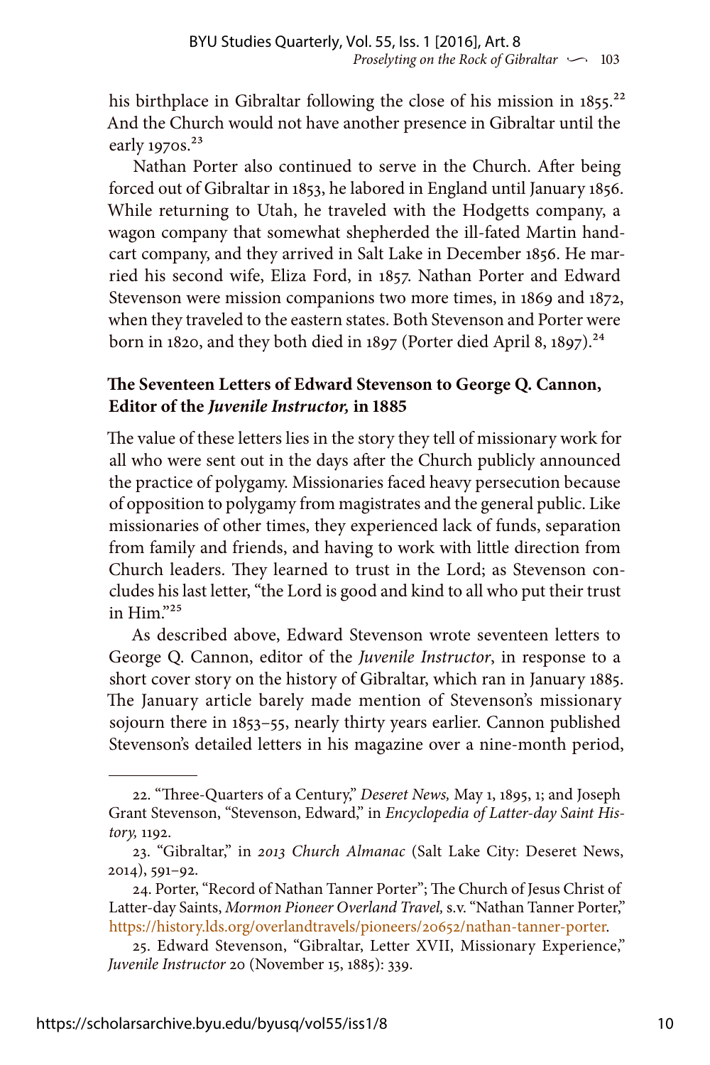his birthplace in Gibraltar following the close of his mission in 1855.[22] And the Church would not have another presence in Gibraltar until the early 1970s.[23]

Nathan Porter also continued to serve in the Church. After being forced out of Gibraltar in 1853, he labored in England until January 1856. While returning to Utah, he traveled with the Hodgetts company, a wagon company that somewhat shepherded the ill-fated Martin handcart company, and they arrived in Salt Lake in December 1856. He married his second wife, Eliza Ford, in 1857. Nathan Porter and Edward Stevenson were mission companions two more times, in 1869 and 1872, when they traveled to the eastern states. Both Stevenson and Porter were born in 1820, and they both died in 1897 (Porter died April 8, 1897).[24]

### The Seventeen Letters of Edward Stevenson to George Q. Cannon, Editor of the *Juvenile Instructor,* in 1885

The value of these letters lies in the story they tell of missionary work for all who were sent out in the days after the Church publicly announced the practice of polygamy. Missionaries faced heavy persecution because of opposition to polygamy from magistrates and the general public. Like missionaries of other times, they experienced lack of funds, separation from family and friends, and having to work with little direction from Church leaders. They learned to trust in the Lord; as Stevenson concludes his last letter, "the Lord is good and kind to all who put their trust in Him."[25]

As described above, Edward Stevenson wrote seventeen letters to George Q. Cannon, editor of the *Juvenile Instructor*, in response to a short cover story on the history of Gibraltar, which ran in January 1885. The January article barely made mention of Stevenson's missionary sojourn there in 1853–55, nearly thirty years earlier. Cannon published Stevenson's detailed letters in his magazine over a nine-month period,

---

22. "Three-Quarters of a Century," *Deseret News,* May 1, 1895, 1; and Joseph Grant Stevenson, "Stevenson, Edward," in *Encyclopedia of Latter-day Saint History,* 1192.

23. "Gibraltar," in *2013 Church Almanac* (Salt Lake City: Deseret News, 2014), 591–92.

24. Porter, "Record of Nathan Tanner Porter"; The Church of Jesus Christ of Latter-day Saints, *Mormon Pioneer Overland Travel,* s.v. "Nathan Tanner Porter," https://history.lds.org/overlandtravels/pioneers/20652/nathan-tanner-porter.

25. Edward Stevenson, "Gibraltar, Letter XVII, Missionary Experience," *Juvenile Instructor* 20 (November 15, 1885): 339.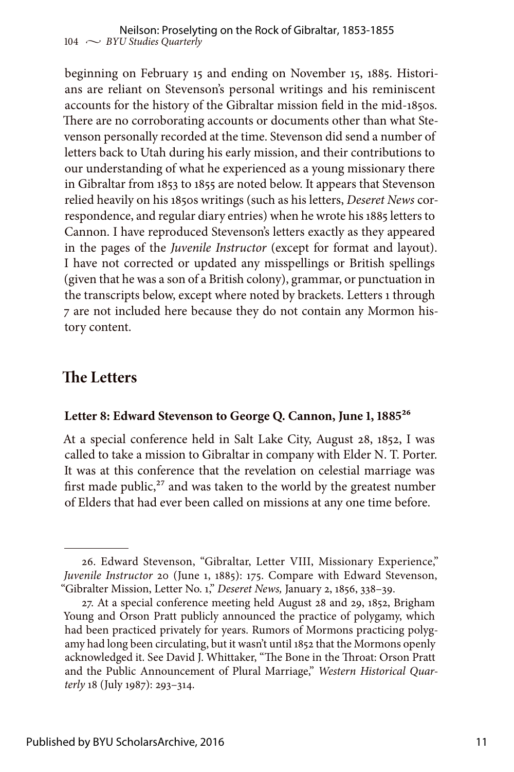beginning on February 15 and ending on November 15, 1885. Historians are reliant on Stevenson's personal writings and his reminiscent accounts for the history of the Gibraltar mission field in the mid-1850s. There are no corroborating accounts or documents other than what Stevenson personally recorded at the time. Stevenson did send a number of letters back to Utah during his early mission, and their contributions to our understanding of what he experienced as a young missionary there in Gibraltar from 1853 to 1855 are noted below. It appears that Stevenson relied heavily on his 1850s writings (such as his letters, *Deseret News* correspondence, and regular diary entries) when he wrote his 1885 letters to Cannon. I have reproduced Stevenson's letters exactly as they appeared in the pages of the *Juvenile Instructor* (except for format and layout). I have not corrected or updated any misspellings or British spellings (given that he was a son of a British colony), grammar, or punctuation in the transcripts below, except where noted by brackets. Letters 1 through 7 are not included here because they do not contain any Mormon history content.

## The Letters

### Letter 8: Edward Stevenson to George Q. Cannon, June 1, 1885[26]

At a special conference held in Salt Lake City, August 28, 1852, I was called to take a mission to Gibraltar in company with Elder N. T. Porter. It was at this conference that the revelation on celestial marriage was first made public,[27] and was taken to the world by the greatest number of Elders that had ever been called on missions at any one time before.

---

26. Edward Stevenson, "Gibraltar, Letter VIII, Missionary Experience," *Juvenile Instructor* 20 (June 1, 1885): 175. Compare with Edward Stevenson, "Gibralter Mission, Letter No. 1," *Deseret News,* January 2, 1856, 338–39.

27. At a special conference meeting held August 28 and 29, 1852, Brigham Young and Orson Pratt publicly announced the practice of polygamy, which had been practiced privately for years. Rumors of Mormons practicing polygamy had long been circulating, but it wasn't until 1852 that the Mormons openly acknowledged it. See David J. Whittaker, "The Bone in the Throat: Orson Pratt and the Public Announcement of Plural Marriage," *Western Historical Quarterly* 18 (July 1987): 293–314.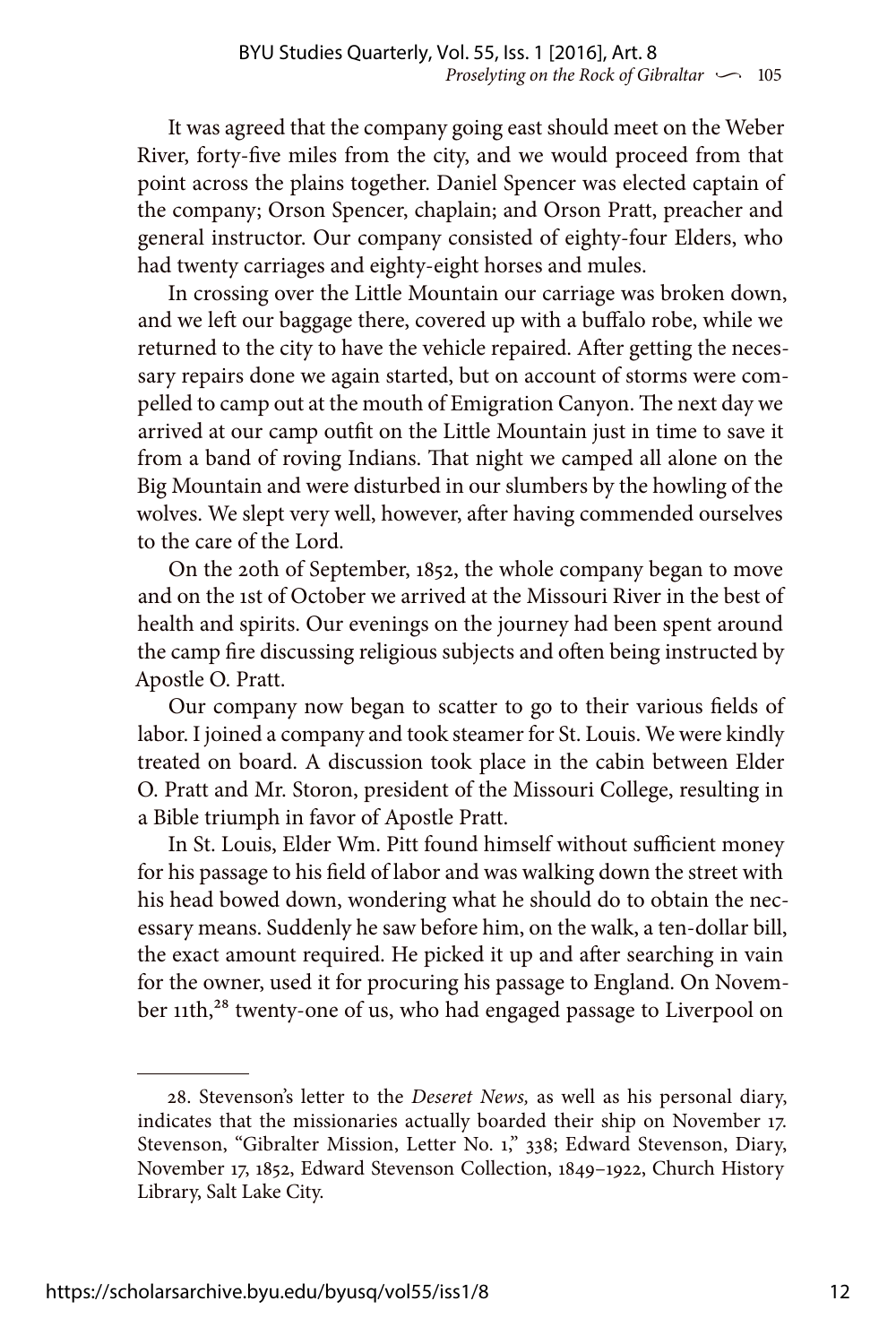It was agreed that the company going east should meet on the Weber River, forty-five miles from the city, and we would proceed from that point across the plains together. Daniel Spencer was elected captain of the company; Orson Spencer, chaplain; and Orson Pratt, preacher and general instructor. Our company consisted of eighty-four Elders, who had twenty carriages and eighty-eight horses and mules.

In crossing over the Little Mountain our carriage was broken down, and we left our baggage there, covered up with a buffalo robe, while we returned to the city to have the vehicle repaired. After getting the necessary repairs done we again started, but on account of storms were compelled to camp out at the mouth of Emigration Canyon. The next day we arrived at our camp outfit on the Little Mountain just in time to save it from a band of roving Indians. That night we camped all alone on the Big Mountain and were disturbed in our slumbers by the howling of the wolves. We slept very well, however, after having commended ourselves to the care of the Lord.

On the 20th of September, 1852, the whole company began to move and on the 1st of October we arrived at the Missouri River in the best of health and spirits. Our evenings on the journey had been spent around the camp fire discussing religious subjects and often being instructed by Apostle O. Pratt.

Our company now began to scatter to go to their various fields of labor. I joined a company and took steamer for St. Louis. We were kindly treated on board. A discussion took place in the cabin between Elder O. Pratt and Mr. Storon, president of the Missouri College, resulting in a Bible triumph in favor of Apostle Pratt.

In St. Louis, Elder Wm. Pitt found himself without sufficient money for his passage to his field of labor and was walking down the street with his head bowed down, wondering what he should do to obtain the necessary means. Suddenly he saw before him, on the walk, a ten-dollar bill, the exact amount required. He picked it up and after searching in vain for the owner, used it for procuring his passage to England. On November 11th,[28] twenty-one of us, who had engaged passage to Liverpool on

---

28. Stevenson's letter to the *Deseret News,* as well as his personal diary, indicates that the missionaries actually boarded their ship on November 17. Stevenson, "Gibralter Mission, Letter No. 1," 338; Edward Stevenson, Diary, November 17, 1852, Edward Stevenson Collection, 1849–1922, Church History Library, Salt Lake City.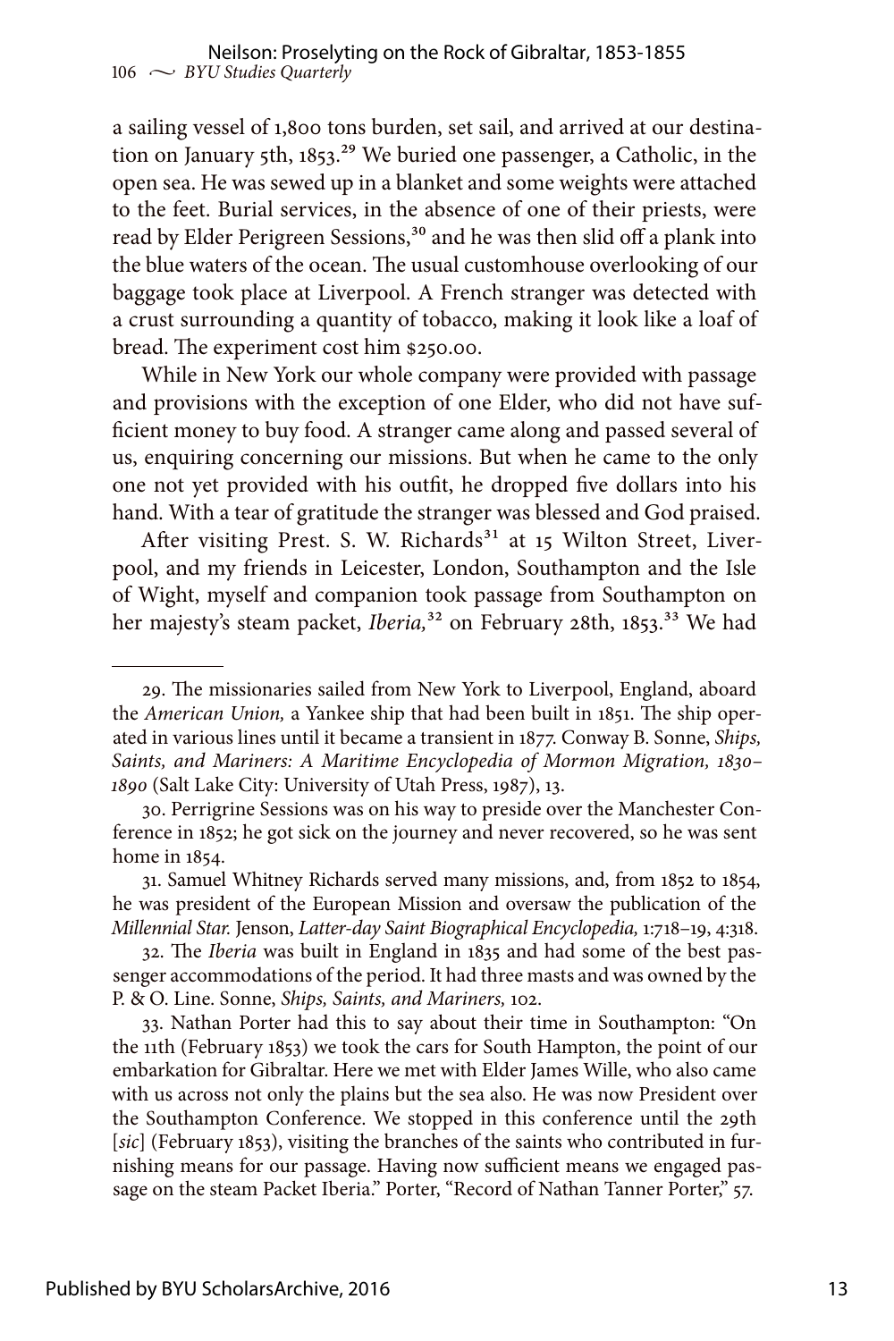a sailing vessel of 1,800 tons burden, set sail, and arrived at our destination on January 5th, 1853.[29] We buried one passenger, a Catholic, in the open sea. He was sewed up in a blanket and some weights were attached to the feet. Burial services, in the absence of one of their priests, were read by Elder Perigreen Sessions,[30] and he was then slid off a plank into the blue waters of the ocean. The usual customhouse overlooking of our baggage took place at Liverpool. A French stranger was detected with a crust surrounding a quantity of tobacco, making it look like a loaf of bread. The experiment cost him $250.00.

While in New York our whole company were provided with passage and provisions with the exception of one Elder, who did not have sufficient money to buy food. A stranger came along and passed several of us, enquiring concerning our missions. But when he came to the only one not yet provided with his outfit, he dropped five dollars into his hand. With a tear of gratitude the stranger was blessed and God praised.

After visiting Prest. S. W. Richards[31] at 15 Wilton Street, Liverpool, and my friends in Leicester, London, Southampton and the Isle of Wight, myself and companion took passage from Southampton on her majesty's steam packet, *Iberia,*[32] on February 28th, 1853.[33] We had

---

29. The missionaries sailed from New York to Liverpool, England, aboard the *American Union,* a Yankee ship that had been built in 1851. The ship operated in various lines until it became a transient in 1877. Conway B. Sonne, *Ships, Saints, and Mariners: A Maritime Encyclopedia of Mormon Migration, 1830–1890* (Salt Lake City: University of Utah Press, 1987), 13.

30. Perrigrine Sessions was on his way to preside over the Manchester Conference in 1852; he got sick on the journey and never recovered, so he was sent home in 1854.

31. Samuel Whitney Richards served many missions, and, from 1852 to 1854, he was president of the European Mission and oversaw the publication of the *Millennial Star.* Jenson, *Latter-day Saint Biographical Encyclopedia,* 1:718–19, 4:318.

32. The *Iberia* was built in England in 1835 and had some of the best passenger accommodations of the period. It had three masts and was owned by the P. & O. Line. Sonne, *Ships, Saints, and Mariners,* 102.

33. Nathan Porter had this to say about their time in Southampton: "On the 11th (February 1853) we took the cars for South Hampton, the point of our embarkation for Gibraltar. Here we met with Elder James Wille, who also came with us across not only the plains but the sea also. He was now President over the Southampton Conference. We stopped in this conference until the 29th [*sic*] (February 1853), visiting the branches of the saints who contributed in furnishing means for our passage. Having now sufficient means we engaged passage on the steam Packet Iberia." Porter, "Record of Nathan Tanner Porter," 57.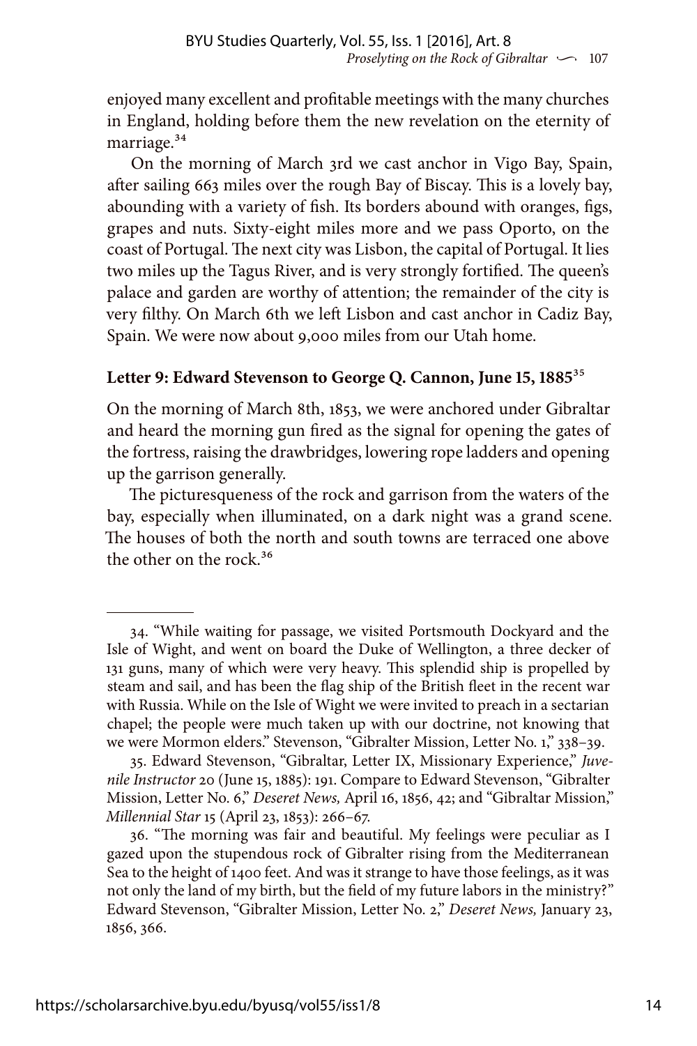enjoyed many excellent and profitable meetings with the many churches in England, holding before them the new revelation on the eternity of marriage.[34]

On the morning of March 3rd we cast anchor in Vigo Bay, Spain, after sailing 663 miles over the rough Bay of Biscay. This is a lovely bay, abounding with a variety of fish. Its borders abound with oranges, figs, grapes and nuts. Sixty-eight miles more and we pass Oporto, on the coast of Portugal. The next city was Lisbon, the capital of Portugal. It lies two miles up the Tagus River, and is very strongly fortified. The queen's palace and garden are worthy of attention; the remainder of the city is very filthy. On March 6th we left Lisbon and cast anchor in Cadiz Bay, Spain. We were now about 9,000 miles from our Utah home.

### Letter 9: Edward Stevenson to George Q. Cannon, June 15, 1885[35]

On the morning of March 8th, 1853, we were anchored under Gibraltar and heard the morning gun fired as the signal for opening the gates of the fortress, raising the drawbridges, lowering rope ladders and opening up the garrison generally.

The picturesqueness of the rock and garrison from the waters of the bay, especially when illuminated, on a dark night was a grand scene. The houses of both the north and south towns are terraced one above the other on the rock.[36]

---

34. "While waiting for passage, we visited Portsmouth Dockyard and the Isle of Wight, and went on board the Duke of Wellington, a three decker of 131 guns, many of which were very heavy. This splendid ship is propelled by steam and sail, and has been the flag ship of the British fleet in the recent war with Russia. While on the Isle of Wight we were invited to preach in a sectarian chapel; the people were much taken up with our doctrine, not knowing that we were Mormon elders." Stevenson, "Gibralter Mission, Letter No. 1," 338–39.

35. Edward Stevenson, "Gibraltar, Letter IX, Missionary Experience," *Juvenile Instructor* 20 (June 15, 1885): 191. Compare to Edward Stevenson, "Gibralter Mission, Letter No. 6," *Deseret News,* April 16, 1856, 42; and "Gibraltar Mission," *Millennial Star* 15 (April 23, 1853): 266–67.

36. "The morning was fair and beautiful. My feelings were peculiar as I gazed upon the stupendous rock of Gibralter rising from the Mediterranean Sea to the height of 1400 feet. And was it strange to have those feelings, as it was not only the land of my birth, but the field of my future labors in the ministry?" Edward Stevenson, "Gibralter Mission, Letter No. 2," *Deseret News,* January 23, 1856, 366.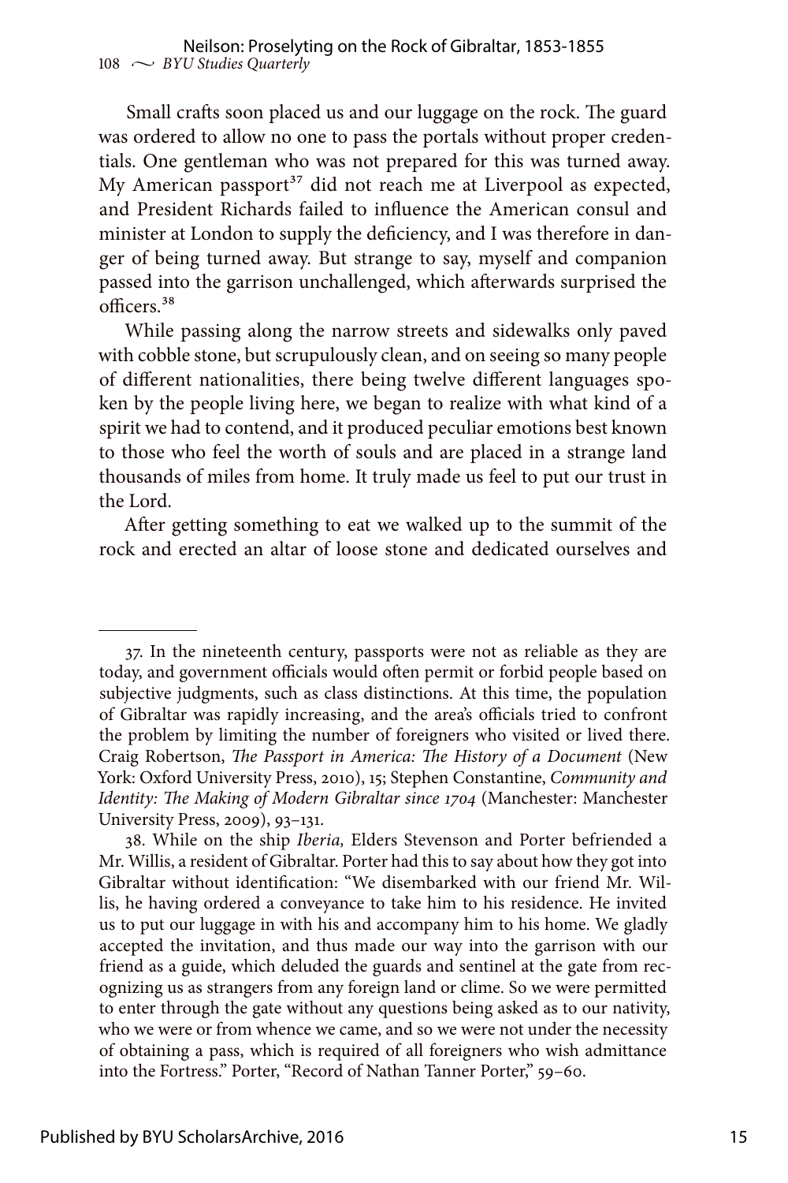Small crafts soon placed us and our luggage on the rock. The guard was ordered to allow no one to pass the portals without proper credentials. One gentleman who was not prepared for this was turned away. My American passport[37] did not reach me at Liverpool as expected, and President Richards failed to influence the American consul and minister at London to supply the deficiency, and I was therefore in danger of being turned away. But strange to say, myself and companion passed into the garrison unchallenged, which afterwards surprised the officers.[38]

While passing along the narrow streets and sidewalks only paved with cobble stone, but scrupulously clean, and on seeing so many people of different nationalities, there being twelve different languages spoken by the people living here, we began to realize with what kind of a spirit we had to contend, and it produced peculiar emotions best known to those who feel the worth of souls and are placed in a strange land thousands of miles from home. It truly made us feel to put our trust in the Lord.

After getting something to eat we walked up to the summit of the rock and erected an altar of loose stone and dedicated ourselves and

---

37. In the nineteenth century, passports were not as reliable as they are today, and government officials would often permit or forbid people based on subjective judgments, such as class distinctions. At this time, the population of Gibraltar was rapidly increasing, and the area's officials tried to confront the problem by limiting the number of foreigners who visited or lived there. Craig Robertson, *The Passport in America: The History of a Document* (New York: Oxford University Press, 2010), 15; Stephen Constantine, *Community and Identity: The Making of Modern Gibraltar since 1704* (Manchester: Manchester University Press, 2009), 93–131.

38. While on the ship *Iberia,* Elders Stevenson and Porter befriended a Mr. Willis, a resident of Gibraltar. Porter had this to say about how they got into Gibraltar without identification: "We disembarked with our friend Mr. Willis, he having ordered a conveyance to take him to his residence. He invited us to put our luggage in with his and accompany him to his home. We gladly accepted the invitation, and thus made our way into the garrison with our friend as a guide, which deluded the guards and sentinel at the gate from recognizing us as strangers from any foreign land or clime. So we were permitted to enter through the gate without any questions being asked as to our nativity, who we were or from whence we came, and so we were not under the necessity of obtaining a pass, which is required of all foreigners who wish admittance into the Fortress." Porter, "Record of Nathan Tanner Porter," 59–60.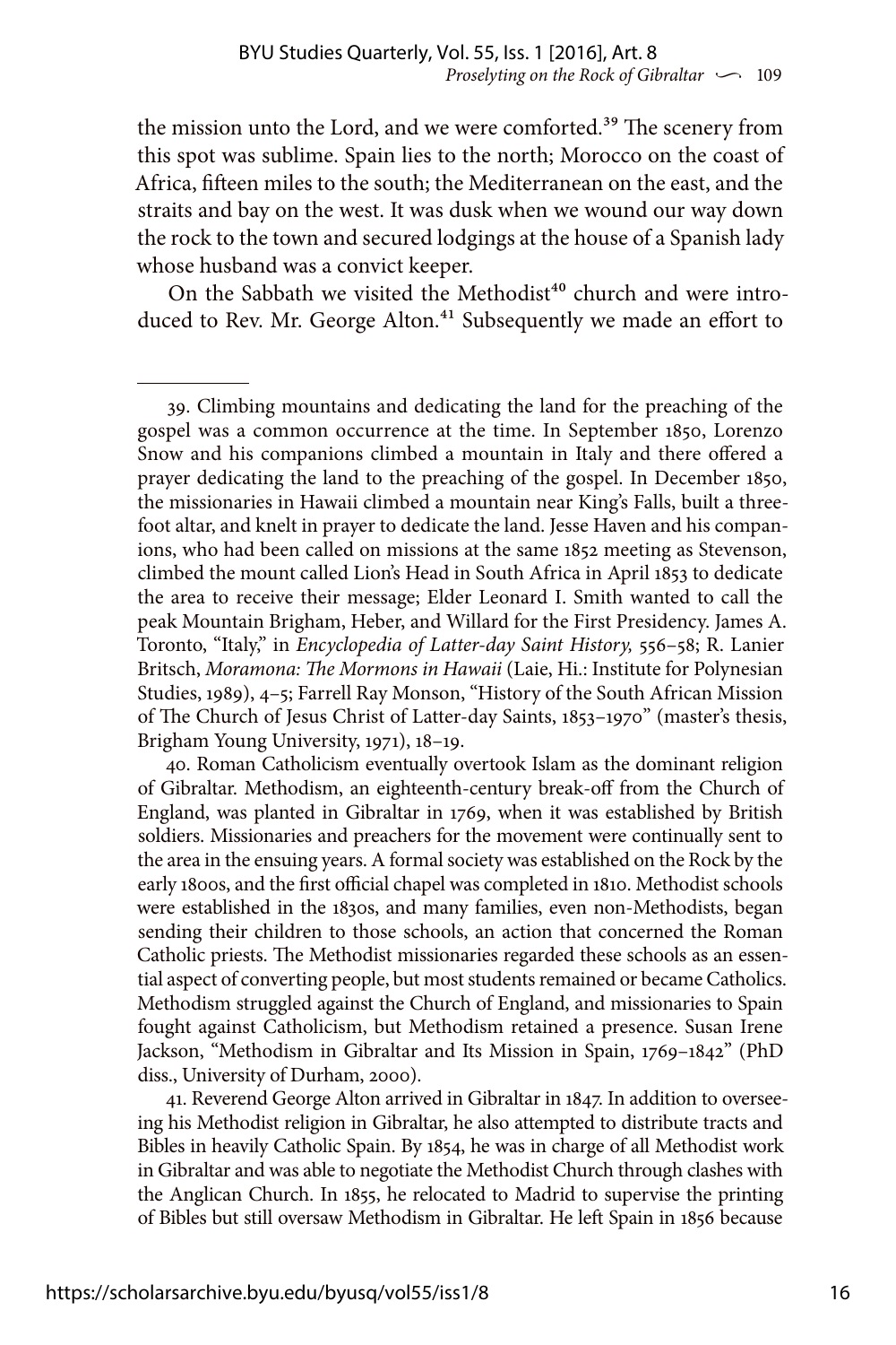the mission unto the Lord, and we were comforted.[39] The scenery from this spot was sublime. Spain lies to the north; Morocco on the coast of Africa, fifteen miles to the south; the Mediterranean on the east, and the straits and bay on the west. It was dusk when we wound our way down the rock to the town and secured lodgings at the house of a Spanish lady whose husband was a convict keeper.

On the Sabbath we visited the Methodist[40] church and were introduced to Rev. Mr. George Alton.[41] Subsequently we made an effort to

---

39. Climbing mountains and dedicating the land for the preaching of the gospel was a common occurrence at the time. In September 1850, Lorenzo Snow and his companions climbed a mountain in Italy and there offered a prayer dedicating the land to the preaching of the gospel. In December 1850, the missionaries in Hawaii climbed a mountain near King's Falls, built a three-foot altar, and knelt in prayer to dedicate the land. Jesse Haven and his companions, who had been called on missions at the same 1852 meeting as Stevenson, climbed the mount called Lion's Head in South Africa in April 1853 to dedicate the area to receive their message; Elder Leonard I. Smith wanted to call the peak Mountain Brigham, Heber, and Willard for the First Presidency. James A. Toronto, "Italy," in *Encyclopedia of Latter-day Saint History,* 556–58; R. Lanier Britsch, *Moramona: The Mormons in Hawaii* (Laie, Hi.: Institute for Polynesian Studies, 1989), 4–5; Farrell Ray Monson, "History of the South African Mission of The Church of Jesus Christ of Latter-day Saints, 1853–1970" (master's thesis, Brigham Young University, 1971), 18–19.

40. Roman Catholicism eventually overtook Islam as the dominant religion of Gibraltar. Methodism, an eighteenth-century break-off from the Church of England, was planted in Gibraltar in 1769, when it was established by British soldiers. Missionaries and preachers for the movement were continually sent to the area in the ensuing years. A formal society was established on the Rock by the early 1800s, and the first official chapel was completed in 1810. Methodist schools were established in the 1830s, and many families, even non-Methodists, began sending their children to those schools, an action that concerned the Roman Catholic priests. The Methodist missionaries regarded these schools as an essential aspect of converting people, but most students remained or became Catholics. Methodism struggled against the Church of England, and missionaries to Spain fought against Catholicism, but Methodism retained a presence. Susan Irene Jackson, "Methodism in Gibraltar and Its Mission in Spain, 1769–1842" (PhD diss., University of Durham, 2000).

41. Reverend George Alton arrived in Gibraltar in 1847. In addition to overseeing his Methodist religion in Gibraltar, he also attempted to distribute tracts and Bibles in heavily Catholic Spain. By 1854, he was in charge of all Methodist work in Gibraltar and was able to negotiate the Methodist Church through clashes with the Anglican Church. In 1855, he relocated to Madrid to supervise the printing of Bibles but still oversaw Methodism in Gibraltar. He left Spain in 1856 because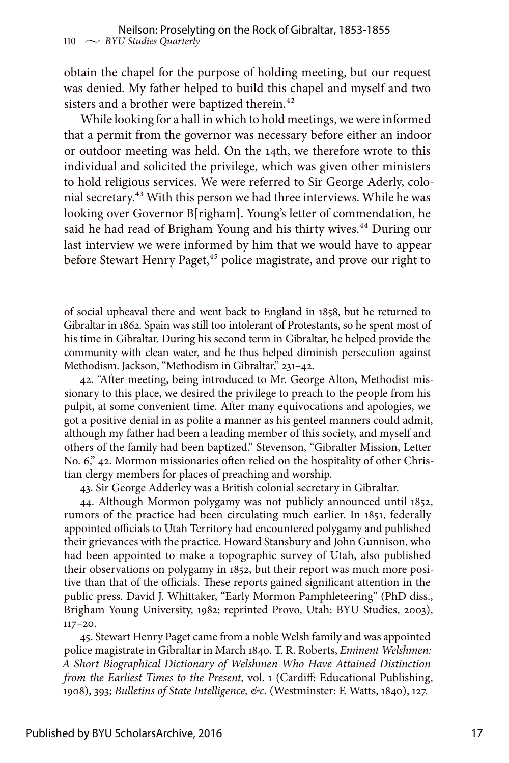obtain the chapel for the purpose of holding meeting, but our request was denied. My father helped to build this chapel and myself and two sisters and a brother were baptized therein.[42]

While looking for a hall in which to hold meetings, we were informed that a permit from the governor was necessary before either an indoor or outdoor meeting was held. On the 14th, we therefore wrote to this individual and solicited the privilege, which was given other ministers to hold religious services. We were referred to Sir George Aderly, colonial secretary.[43] With this person we had three interviews. While he was looking over Governor B[righam]. Young's letter of commendation, he said he had read of Brigham Young and his thirty wives.[44] During our last interview we were informed by him that we would have to appear before Stewart Henry Paget,[45] police magistrate, and prove our right to

---

of social upheaval there and went back to England in 1858, but he returned to Gibraltar in 1862. Spain was still too intolerant of Protestants, so he spent most of his time in Gibraltar. During his second term in Gibraltar, he helped provide the community with clean water, and he thus helped diminish persecution against Methodism. Jackson, "Methodism in Gibraltar," 231–42.

42. "After meeting, being introduced to Mr. George Alton, Methodist missionary to this place, we desired the privilege to preach to the people from his pulpit, at some convenient time. After many equivocations and apologies, we got a positive denial in as polite a manner as his genteel manners could admit, although my father had been a leading member of this society, and myself and others of the family had been baptized." Stevenson, "Gibralter Mission, Letter No. 6," 42. Mormon missionaries often relied on the hospitality of other Christian clergy members for places of preaching and worship.

43. Sir George Adderley was a British colonial secretary in Gibraltar.

44. Although Mormon polygamy was not publicly announced until 1852, rumors of the practice had been circulating much earlier. In 1851, federally appointed officials to Utah Territory had encountered polygamy and published their grievances with the practice. Howard Stansbury and John Gunnison, who had been appointed to make a topographic survey of Utah, also published their observations on polygamy in 1852, but their report was much more positive than that of the officials. These reports gained significant attention in the public press. David J. Whittaker, "Early Mormon Pamphleteering" (PhD diss., Brigham Young University, 1982; reprinted Provo, Utah: BYU Studies, 2003), 117–20.

45. Stewart Henry Paget came from a noble Welsh family and was appointed police magistrate in Gibraltar in March 1840. T. R. Roberts, *Eminent Welshmen: A Short Biographical Dictionary of Welshmen Who Have Attained Distinction from the Earliest Times to the Present,* vol. 1 (Cardiff: Educational Publishing, 1908), 393; *Bulletins of State Intelligence, &c.* (Westminster: F. Watts, 1840), 127.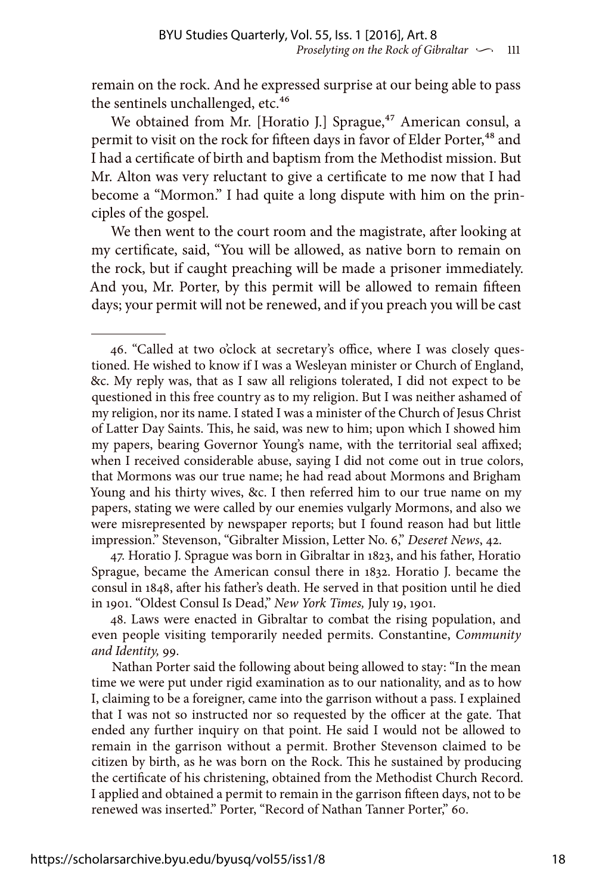remain on the rock. And he expressed surprise at our being able to pass the sentinels unchallenged, etc.[46]

We obtained from Mr. [Horatio J.] Sprague,[47] American consul, a permit to visit on the rock for fifteen days in favor of Elder Porter,[48] and I had a certificate of birth and baptism from the Methodist mission. But Mr. Alton was very reluctant to give a certificate to me now that I had become a "Mormon." I had quite a long dispute with him on the principles of the gospel.

We then went to the court room and the magistrate, after looking at my certificate, said, "You will be allowed, as native born to remain on the rock, but if caught preaching will be made a prisoner immediately. And you, Mr. Porter, by this permit will be allowed to remain fifteen days; your permit will not be renewed, and if you preach you will be cast

---

46. "Called at two o'clock at secretary's office, where I was closely questioned. He wished to know if I was a Wesleyan minister or Church of England, &c. My reply was, that as I saw all religions tolerated, I did not expect to be questioned in this free country as to my religion. But I was neither ashamed of my religion, nor its name. I stated I was a minister of the Church of Jesus Christ of Latter Day Saints. This, he said, was new to him; upon which I showed him my papers, bearing Governor Young's name, with the territorial seal affixed; when I received considerable abuse, saying I did not come out in true colors, that Mormons was our true name; he had read about Mormons and Brigham Young and his thirty wives, &c. I then referred him to our true name on my papers, stating we were called by our enemies vulgarly Mormons, and also we were misrepresented by newspaper reports; but I found reason had but little impression." Stevenson, "Gibralter Mission, Letter No. 6," *Deseret News*, 42.

47. Horatio J. Sprague was born in Gibraltar in 1823, and his father, Horatio Sprague, became the American consul there in 1832. Horatio J. became the consul in 1848, after his father's death. He served in that position until he died in 1901. "Oldest Consul Is Dead," *New York Times,* July 19, 1901.

48. Laws were enacted in Gibraltar to combat the rising population, and even people visiting temporarily needed permits. Constantine, *Community and Identity,* 99.

Nathan Porter said the following about being allowed to stay: "In the mean time we were put under rigid examination as to our nationality, and as to how I, claiming to be a foreigner, came into the garrison without a pass. I explained that I was not so instructed nor so requested by the officer at the gate. That ended any further inquiry on that point. He said I would not be allowed to remain in the garrison without a permit. Brother Stevenson claimed to be citizen by birth, as he was born on the Rock. This he sustained by producing the certificate of his christening, obtained from the Methodist Church Record. I applied and obtained a permit to remain in the garrison fifteen days, not to be renewed was inserted." Porter, "Record of Nathan Tanner Porter," 60.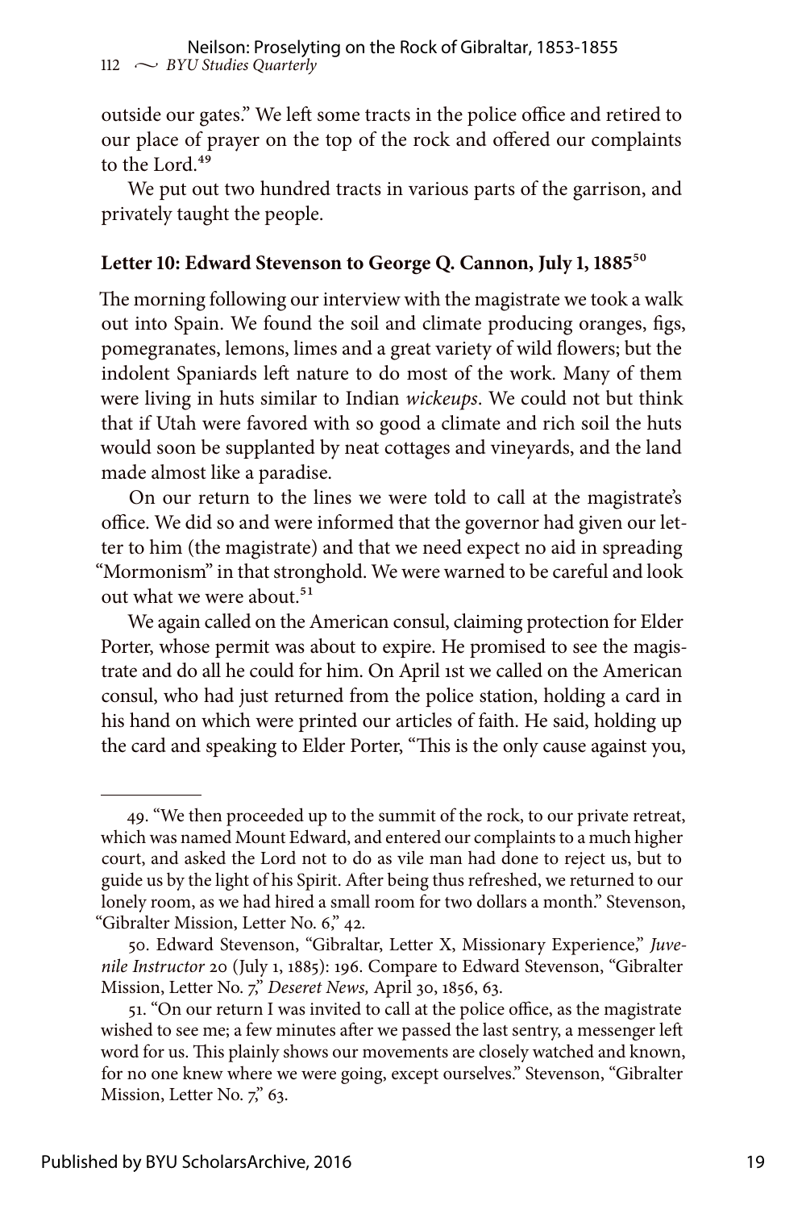outside our gates." We left some tracts in the police office and retired to our place of prayer on the top of the rock and offered our complaints to the Lord.[49]

We put out two hundred tracts in various parts of the garrison, and privately taught the people.

### Letter 10: Edward Stevenson to George Q. Cannon, July 1, 1885[50]

The morning following our interview with the magistrate we took a walk out into Spain. We found the soil and climate producing oranges, figs, pomegranates, lemons, limes and a great variety of wild flowers; but the indolent Spaniards left nature to do most of the work. Many of them were living in huts similar to Indian *wickeups*. We could not but think that if Utah were favored with so good a climate and rich soil the huts would soon be supplanted by neat cottages and vineyards, and the land made almost like a paradise.

On our return to the lines we were told to call at the magistrate's office. We did so and were informed that the governor had given our letter to him (the magistrate) and that we need expect no aid in spreading "Mormonism" in that stronghold. We were warned to be careful and look out what we were about.[51]

We again called on the American consul, claiming protection for Elder Porter, whose permit was about to expire. He promised to see the magistrate and do all he could for him. On April 1st we called on the American consul, who had just returned from the police station, holding a card in his hand on which were printed our articles of faith. He said, holding up the card and speaking to Elder Porter, "This is the only cause against you,

---

49. "We then proceeded up to the summit of the rock, to our private retreat, which was named Mount Edward, and entered our complaints to a much higher court, and asked the Lord not to do as vile man had done to reject us, but to guide us by the light of his Spirit. After being thus refreshed, we returned to our lonely room, as we had hired a small room for two dollars a month." Stevenson, "Gibralter Mission, Letter No. 6," 42.

50. Edward Stevenson, "Gibraltar, Letter X, Missionary Experience," *Juvenile Instructor* 20 (July 1, 1885): 196. Compare to Edward Stevenson, "Gibralter Mission, Letter No. 7," *Deseret News,* April 30, 1856, 63.

51. "On our return I was invited to call at the police office, as the magistrate wished to see me; a few minutes after we passed the last sentry, a messenger left word for us. This plainly shows our movements are closely watched and known, for no one knew where we were going, except ourselves." Stevenson, "Gibralter Mission, Letter No. 7," 63.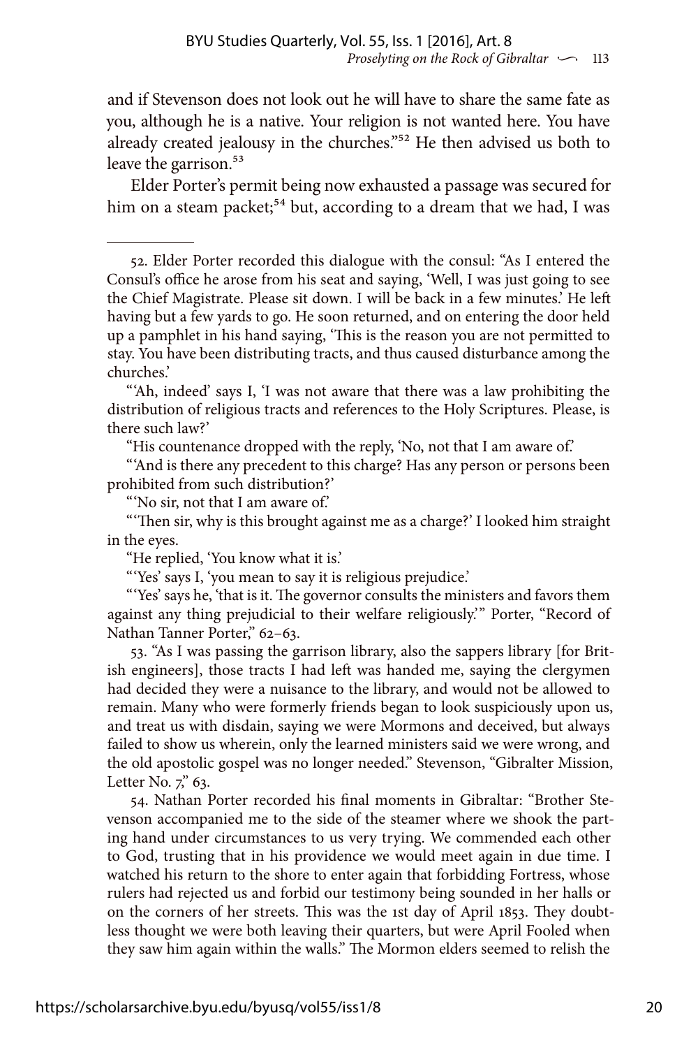and if Stevenson does not look out he will have to share the same fate as you, although he is a native. Your religion is not wanted here. You have already created jealousy in the churches."[52] He then advised us both to leave the garrison.[53]

Elder Porter's permit being now exhausted a passage was secured for him on a steam packet;[54] but, according to a dream that we had, I was

---

52. Elder Porter recorded this dialogue with the consul: "As I entered the Consul's office he arose from his seat and saying, 'Well, I was just going to see the Chief Magistrate. Please sit down. I will be back in a few minutes.' He left having but a few yards to go. He soon returned, and on entering the door held up a pamphlet in his hand saying, 'This is the reason you are not permitted to stay. You have been distributing tracts, and thus caused disturbance among the churches.'

"'Ah, indeed' says I, 'I was not aware that there was a law prohibiting the distribution of religious tracts and references to the Holy Scriptures. Please, is there such law?'

"His countenance dropped with the reply, 'No, not that I am aware of.'

"'And is there any precedent to this charge? Has any person or persons been prohibited from such distribution?'

"'No sir, not that I am aware of.'

"'Then sir, why is this brought against me as a charge?' I looked him straight in the eyes.

"He replied, 'You know what it is.'

"'Yes' says I, 'you mean to say it is religious prejudice.'

"'Yes' says he, 'that is it. The governor consults the ministers and favors them against any thing prejudicial to their welfare religiously.'" Porter, "Record of Nathan Tanner Porter," 62–63.

53. "As I was passing the garrison library, also the sappers library [for British engineers], those tracts I had left was handed me, saying the clergymen had decided they were a nuisance to the library, and would not be allowed to remain. Many who were formerly friends began to look suspiciously upon us, and treat us with disdain, saying we were Mormons and deceived, but always failed to show us wherein, only the learned ministers said we were wrong, and the old apostolic gospel was no longer needed." Stevenson, "Gibralter Mission, Letter No. 7," 63.

54. Nathan Porter recorded his final moments in Gibraltar: "Brother Stevenson accompanied me to the side of the steamer where we shook the parting hand under circumstances to us very trying. We commended each other to God, trusting that in his providence we would meet again in due time. I watched his return to the shore to enter again that forbidding Fortress, whose rulers had rejected us and forbid our testimony being sounded in her halls or on the corners of her streets. This was the 1st day of April 1853. They doubtless thought we were both leaving their quarters, but were April Fooled when they saw him again within the walls." The Mormon elders seemed to relish the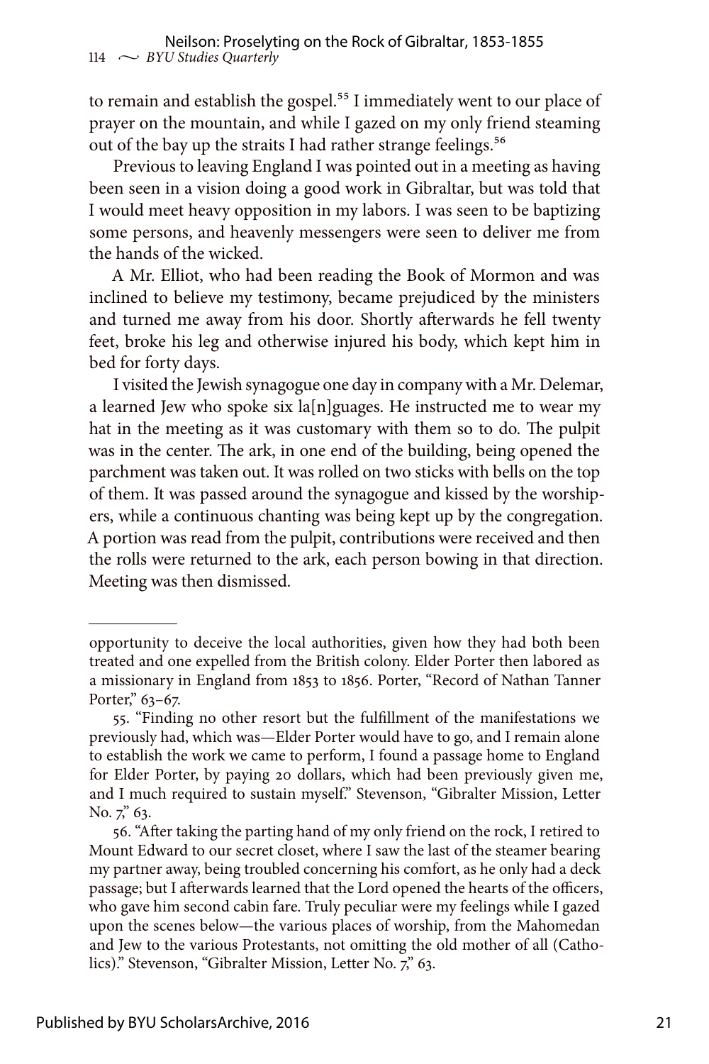to remain and establish the gospel.[55] I immediately went to our place of prayer on the mountain, and while I gazed on my only friend steaming out of the bay up the straits I had rather strange feelings.[56]

Previous to leaving England I was pointed out in a meeting as having been seen in a vision doing a good work in Gibraltar, but was told that I would meet heavy opposition in my labors. I was seen to be baptizing some persons, and heavenly messengers were seen to deliver me from the hands of the wicked.

A Mr. Elliot, who had been reading the Book of Mormon and was inclined to believe my testimony, became prejudiced by the ministers and turned me away from his door. Shortly afterwards he fell twenty feet, broke his leg and otherwise injured his body, which kept him in bed for forty days.

I visited the Jewish synagogue one day in company with a Mr. Delemar, a learned Jew who spoke six la[n]guages. He instructed me to wear my hat in the meeting as it was customary with them so to do. The pulpit was in the center. The ark, in one end of the building, being opened the parchment was taken out. It was rolled on two sticks with bells on the top of them. It was passed around the synagogue and kissed by the worshipers, while a continuous chanting was being kept up by the congregation. A portion was read from the pulpit, contributions were received and then the rolls were returned to the ark, each person bowing in that direction. Meeting was then dismissed.

---

opportunity to deceive the local authorities, given how they had both been treated and one expelled from the British colony. Elder Porter then labored as a missionary in England from 1853 to 1856. Porter, "Record of Nathan Tanner Porter," 63–67.

55. "Finding no other resort but the fulfillment of the manifestations we previously had, which was—Elder Porter would have to go, and I remain alone to establish the work we came to perform, I found a passage home to England for Elder Porter, by paying 20 dollars, which had been previously given me, and I much required to sustain myself." Stevenson, "Gibralter Mission, Letter No. 7," 63.

56. "After taking the parting hand of my only friend on the rock, I retired to Mount Edward to our secret closet, where I saw the last of the steamer bearing my partner away, being troubled concerning his comfort, as he only had a deck passage; but I afterwards learned that the Lord opened the hearts of the officers, who gave him second cabin fare. Truly peculiar were my feelings while I gazed upon the scenes below—the various places of worship, from the Mahomedan and Jew to the various Protestants, not omitting the old mother of all (Catholics)." Stevenson, "Gibralter Mission, Letter No. 7," 63.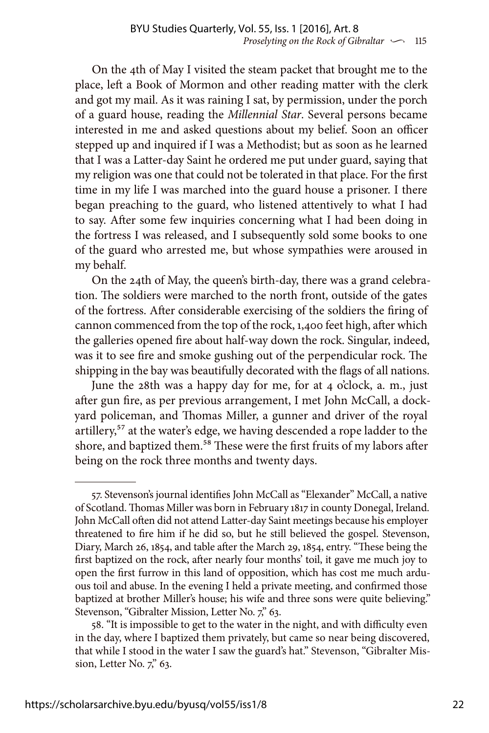On the 4th of May I visited the steam packet that brought me to the place, left a Book of Mormon and other reading matter with the clerk and got my mail. As it was raining I sat, by permission, under the porch of a guard house, reading the *Millennial Star*. Several persons became interested in me and asked questions about my belief. Soon an officer stepped up and inquired if I was a Methodist; but as soon as he learned that I was a Latter-day Saint he ordered me put under guard, saying that my religion was one that could not be tolerated in that place. For the first time in my life I was marched into the guard house a prisoner. I there began preaching to the guard, who listened attentively to what I had to say. After some few inquiries concerning what I had been doing in the fortress I was released, and I subsequently sold some books to one of the guard who arrested me, but whose sympathies were aroused in my behalf.

On the 24th of May, the queen's birth-day, there was a grand celebration. The soldiers were marched to the north front, outside of the gates of the fortress. After considerable exercising of the soldiers the firing of cannon commenced from the top of the rock, 1,400 feet high, after which the galleries opened fire about half-way down the rock. Singular, indeed, was it to see fire and smoke gushing out of the perpendicular rock. The shipping in the bay was beautifully decorated with the flags of all nations.

June the 28th was a happy day for me, for at 4 o'clock, a. m., just after gun fire, as per previous arrangement, I met John McCall, a dockyard policeman, and Thomas Miller, a gunner and driver of the royal artillery,[57] at the water's edge, we having descended a rope ladder to the shore, and baptized them.[58] These were the first fruits of my labors after being on the rock three months and twenty days.

---

57. Stevenson's journal identifies John McCall as "Elexander" McCall, a native of Scotland. Thomas Miller was born in February 1817 in county Donegal, Ireland. John McCall often did not attend Latter-day Saint meetings because his employer threatened to fire him if he did so, but he still believed the gospel. Stevenson, Diary, March 26, 1854, and table after the March 29, 1854, entry. "These being the first baptized on the rock, after nearly four months' toil, it gave me much joy to open the first furrow in this land of opposition, which has cost me much arduous toil and abuse. In the evening I held a private meeting, and confirmed those baptized at brother Miller's house; his wife and three sons were quite believing." Stevenson, "Gibralter Mission, Letter No. 7," 63.

58. "It is impossible to get to the water in the night, and with difficulty even in the day, where I baptized them privately, but came so near being discovered, that while I stood in the water I saw the guard's hat." Stevenson, "Gibralter Mission, Letter No. 7," 63.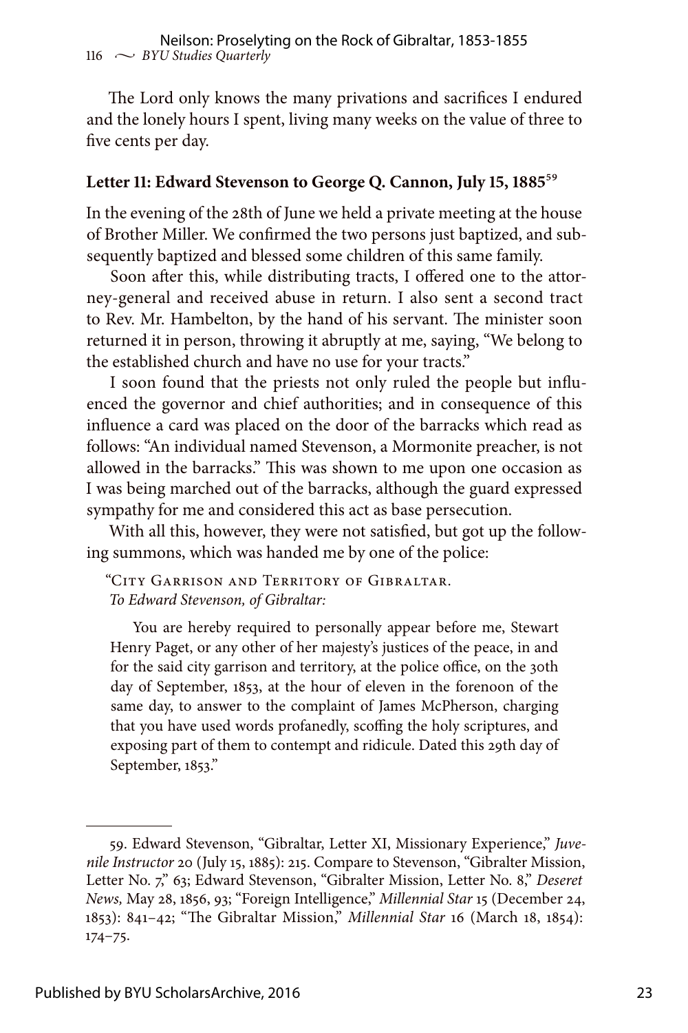The Lord only knows the many privations and sacrifices I endured and the lonely hours I spent, living many weeks on the value of three to five cents per day.

### Letter 11: Edward Stevenson to George Q. Cannon, July 15, 1885[59]

In the evening of the 28th of June we held a private meeting at the house of Brother Miller. We confirmed the two persons just baptized, and subsequently baptized and blessed some children of this same family.

Soon after this, while distributing tracts, I offered one to the attorney-general and received abuse in return. I also sent a second tract to Rev. Mr. Hambelton, by the hand of his servant. The minister soon returned it in person, throwing it abruptly at me, saying, "We belong to the established church and have no use for your tracts."

I soon found that the priests not only ruled the people but influenced the governor and chief authorities; and in consequence of this influence a card was placed on the door of the barracks which read as follows: "An individual named Stevenson, a Mormonite preacher, is not allowed in the barracks." This was shown to me upon one occasion as I was being marched out of the barracks, although the guard expressed sympathy for me and considered this act as base persecution.

With all this, however, they were not satisfied, but got up the following summons, which was handed me by one of the police:

> "City Garrison and Territory of Gibraltar.
> *To Edward Stevenson, of Gibraltar:*
>
> You are hereby required to personally appear before me, Stewart Henry Paget, or any other of her majesty's justices of the peace, in and for the said city garrison and territory, at the police office, on the 30th day of September, 1853, at the hour of eleven in the forenoon of the same day, to answer to the complaint of James McPherson, charging that you have used words profanedly, scoffing the holy scriptures, and exposing part of them to contempt and ridicule. Dated this 29th day of September, 1853."

---

59. Edward Stevenson, "Gibraltar, Letter XI, Missionary Experience," *Juvenile Instructor* 20 (July 15, 1885): 215. Compare to Stevenson, "Gibralter Mission, Letter No. 7," 63; Edward Stevenson, "Gibralter Mission, Letter No. 8," *Deseret News,* May 28, 1856, 93; "Foreign Intelligence," *Millennial Star* 15 (December 24, 1853): 841–42; "The Gibraltar Mission," *Millennial Star* 16 (March 18, 1854): 174–75.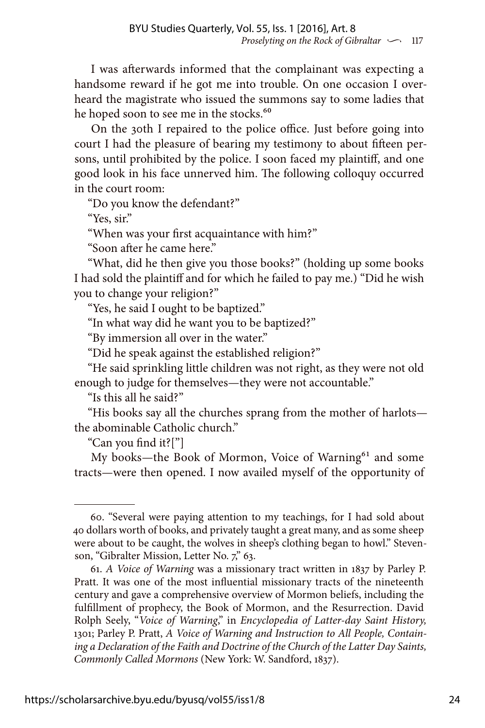I was afterwards informed that the complainant was expecting a handsome reward if he got me into trouble. On one occasion I overheard the magistrate who issued the summons say to some ladies that he hoped soon to see me in the stocks.[60]

On the 30th I repaired to the police office. Just before going into court I had the pleasure of bearing my testimony to about fifteen persons, until prohibited by the police. I soon faced my plaintiff, and one good look in his face unnerved him. The following colloquy occurred in the court room:

"Do you know the defendant?"

"Yes, sir."

"When was your first acquaintance with him?"

"Soon after he came here."

"What, did he then give you those books?" (holding up some books I had sold the plaintiff and for which he failed to pay me.) "Did he wish you to change your religion?"

"Yes, he said I ought to be baptized."

"In what way did he want you to be baptized?"

"By immersion all over in the water."

"Did he speak against the established religion?"

"He said sprinkling little children was not right, as they were not old enough to judge for themselves—they were not accountable."

"Is this all he said?"

"His books say all the churches sprang from the mother of harlots—the abominable Catholic church."

"Can you find it?["]

My books—the Book of Mormon, Voice of Warning[61] and some tracts—were then opened. I now availed myself of the opportunity of

---

60. "Several were paying attention to my teachings, for I had sold about 40 dollars worth of books, and privately taught a great many, and as some sheep were about to be caught, the wolves in sheep's clothing began to howl." Stevenson, "Gibralter Mission, Letter No. 7," 63.

61. *A Voice of Warning* was a missionary tract written in 1837 by Parley P. Pratt. It was one of the most influential missionary tracts of the nineteenth century and gave a comprehensive overview of Mormon beliefs, including the fulfillment of prophecy, the Book of Mormon, and the Resurrection. David Rolph Seely, "*Voice of Warning*," in *Encyclopedia of Latter-day Saint History,* 1301; Parley P. Pratt, *A Voice of Warning and Instruction to All People, Containing a Declaration of the Faith and Doctrine of the Church of the Latter Day Saints, Commonly Called Mormons* (New York: W. Sandford, 1837).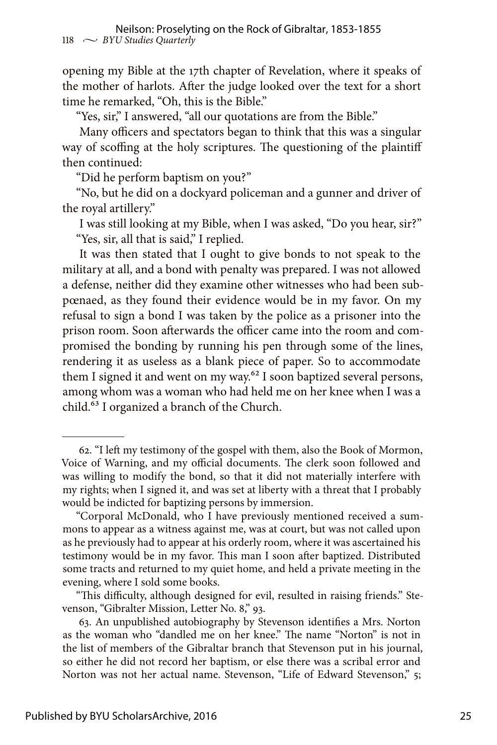opening my Bible at the 17th chapter of Revelation, where it speaks of the mother of harlots. After the judge looked over the text for a short time he remarked, "Oh, this is the Bible."

"Yes, sir," I answered, "all our quotations are from the Bible."

Many officers and spectators began to think that this was a singular way of scoffing at the holy scriptures. The questioning of the plaintiff then continued:

"Did he perform baptism on you?"

"No, but he did on a dockyard policeman and a gunner and driver of the royal artillery."

I was still looking at my Bible, when I was asked, "Do you hear, sir?"

"Yes, sir, all that is said," I replied.

It was then stated that I ought to give bonds to not speak to the military at all, and a bond with penalty was prepared. I was not allowed a defense, neither did they examine other witnesses who had been subpœnaed, as they found their evidence would be in my favor. On my refusal to sign a bond I was taken by the police as a prisoner into the prison room. Soon afterwards the officer came into the room and compromised the bonding by running his pen through some of the lines, rendering it as useless as a blank piece of paper. So to accommodate them I signed it and went on my way.[62] I soon baptized several persons, among whom was a woman who had held me on her knee when I was a child.[63] I organized a branch of the Church.

---

62. "I left my testimony of the gospel with them, also the Book of Mormon, Voice of Warning, and my official documents. The clerk soon followed and was willing to modify the bond, so that it did not materially interfere with my rights; when I signed it, and was set at liberty with a threat that I probably would be indicted for baptizing persons by immersion.

"Corporal McDonald, who I have previously mentioned received a summons to appear as a witness against me, was at court, but was not called upon as he previously had to appear at his orderly room, where it was ascertained his testimony would be in my favor. This man I soon after baptized. Distributed some tracts and returned to my quiet home, and held a private meeting in the evening, where I sold some books.

"This difficulty, although designed for evil, resulted in raising friends." Stevenson, "Gibralter Mission, Letter No. 8," 93.

63. An unpublished autobiography by Stevenson identifies a Mrs. Norton as the woman who "dandled me on her knee." The name "Norton" is not in the list of members of the Gibraltar branch that Stevenson put in his journal, so either he did not record her baptism, or else there was a scribal error and Norton was not her actual name. Stevenson, "Life of Edward Stevenson," 5;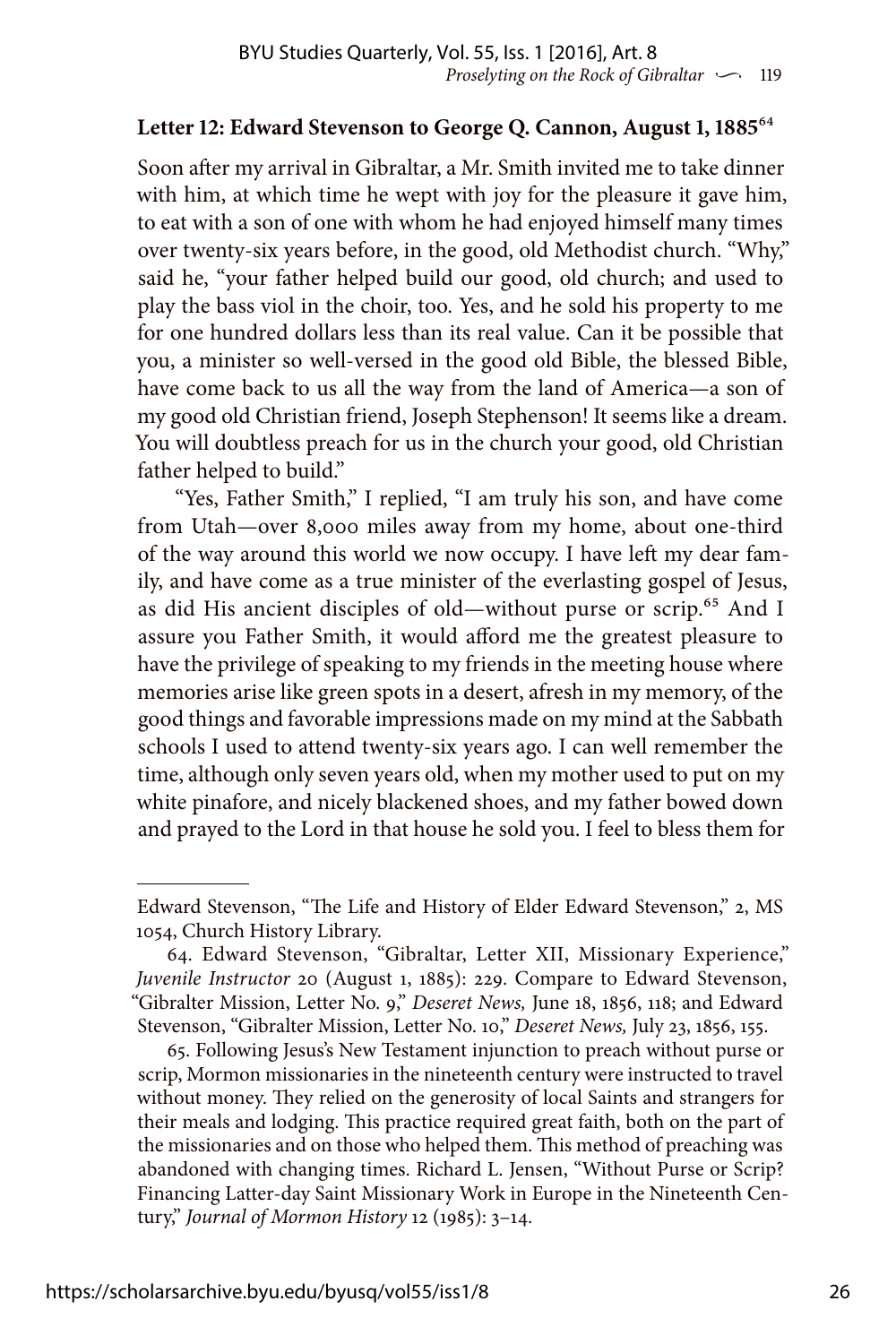### Letter 12: Edward Stevenson to George Q. Cannon, August 1, 1885[64]

Soon after my arrival in Gibraltar, a Mr. Smith invited me to take dinner with him, at which time he wept with joy for the pleasure it gave him, to eat with a son of one with whom he had enjoyed himself many times over twenty-six years before, in the good, old Methodist church. "Why," said he, "your father helped build our good, old church; and used to play the bass viol in the choir, too. Yes, and he sold his property to me for one hundred dollars less than its real value. Can it be possible that you, a minister so well-versed in the good old Bible, the blessed Bible, have come back to us all the way from the land of America—a son of my good old Christian friend, Joseph Stephenson! It seems like a dream. You will doubtless preach for us in the church your good, old Christian father helped to build."

"Yes, Father Smith," I replied, "I am truly his son, and have come from Utah—over 8,000 miles away from my home, about one-third of the way around this world we now occupy. I have left my dear family, and have come as a true minister of the everlasting gospel of Jesus, as did His ancient disciples of old—without purse or scrip.[65] And I assure you Father Smith, it would afford me the greatest pleasure to have the privilege of speaking to my friends in the meeting house where memories arise like green spots in a desert, afresh in my memory, of the good things and favorable impressions made on my mind at the Sabbath schools I used to attend twenty-six years ago. I can well remember the time, although only seven years old, when my mother used to put on my white pinafore, and nicely blackened shoes, and my father bowed down and prayed to the Lord in that house he sold you. I feel to bless them for

---

Edward Stevenson, "The Life and History of Elder Edward Stevenson," 2, MS 1054, Church History Library.

64. Edward Stevenson, "Gibraltar, Letter XII, Missionary Experience," *Juvenile Instructor* 20 (August 1, 1885): 229. Compare to Edward Stevenson, "Gibralter Mission, Letter No. 9," *Deseret News,* June 18, 1856, 118; and Edward Stevenson, "Gibralter Mission, Letter No. 10," *Deseret News,* July 23, 1856, 155.

65. Following Jesus's New Testament injunction to preach without purse or scrip, Mormon missionaries in the nineteenth century were instructed to travel without money. They relied on the generosity of local Saints and strangers for their meals and lodging. This practice required great faith, both on the part of the missionaries and on those who helped them. This method of preaching was abandoned with changing times. Richard L. Jensen, "Without Purse or Scrip? Financing Latter-day Saint Missionary Work in Europe in the Nineteenth Century," *Journal of Mormon History* 12 (1985): 3–14.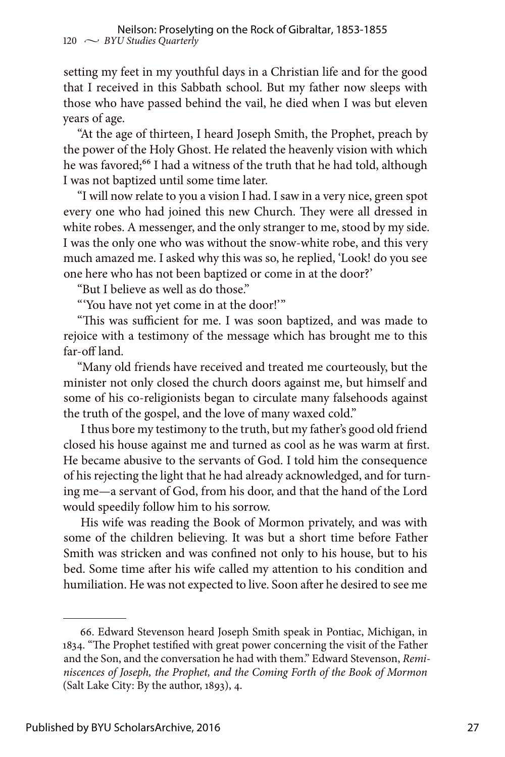setting my feet in my youthful days in a Christian life and for the good that I received in this Sabbath school. But my father now sleeps with those who have passed behind the vail, he died when I was but eleven years of age.

"At the age of thirteen, I heard Joseph Smith, the Prophet, preach by the power of the Holy Ghost. He related the heavenly vision with which he was favored;[66] I had a witness of the truth that he had told, although I was not baptized until some time later.

"I will now relate to you a vision I had. I saw in a very nice, green spot every one who had joined this new Church. They were all dressed in white robes. A messenger, and the only stranger to me, stood by my side. I was the only one who was without the snow-white robe, and this very much amazed me. I asked why this was so, he replied, 'Look! do you see one here who has not been baptized or come in at the door?'

"But I believe as well as do those."

"'You have not yet come in at the door!'"

"This was sufficient for me. I was soon baptized, and was made to rejoice with a testimony of the message which has brought me to this far-off land.

"Many old friends have received and treated me courteously, but the minister not only closed the church doors against me, but himself and some of his co-religionists began to circulate many falsehoods against the truth of the gospel, and the love of many waxed cold."

I thus bore my testimony to the truth, but my father's good old friend closed his house against me and turned as cool as he was warm at first. He became abusive to the servants of God. I told him the consequence of his rejecting the light that he had already acknowledged, and for turning me—a servant of God, from his door, and that the hand of the Lord would speedily follow him to his sorrow.

His wife was reading the Book of Mormon privately, and was with some of the children believing. It was but a short time before Father Smith was stricken and was confined not only to his house, but to his bed. Some time after his wife called my attention to his condition and humiliation. He was not expected to live. Soon after he desired to see me

---

66. Edward Stevenson heard Joseph Smith speak in Pontiac, Michigan, in 1834. "The Prophet testified with great power concerning the visit of the Father and the Son, and the conversation he had with them." Edward Stevenson, *Reminiscences of Joseph, the Prophet, and the Coming Forth of the Book of Mormon* (Salt Lake City: By the author, 1893), 4.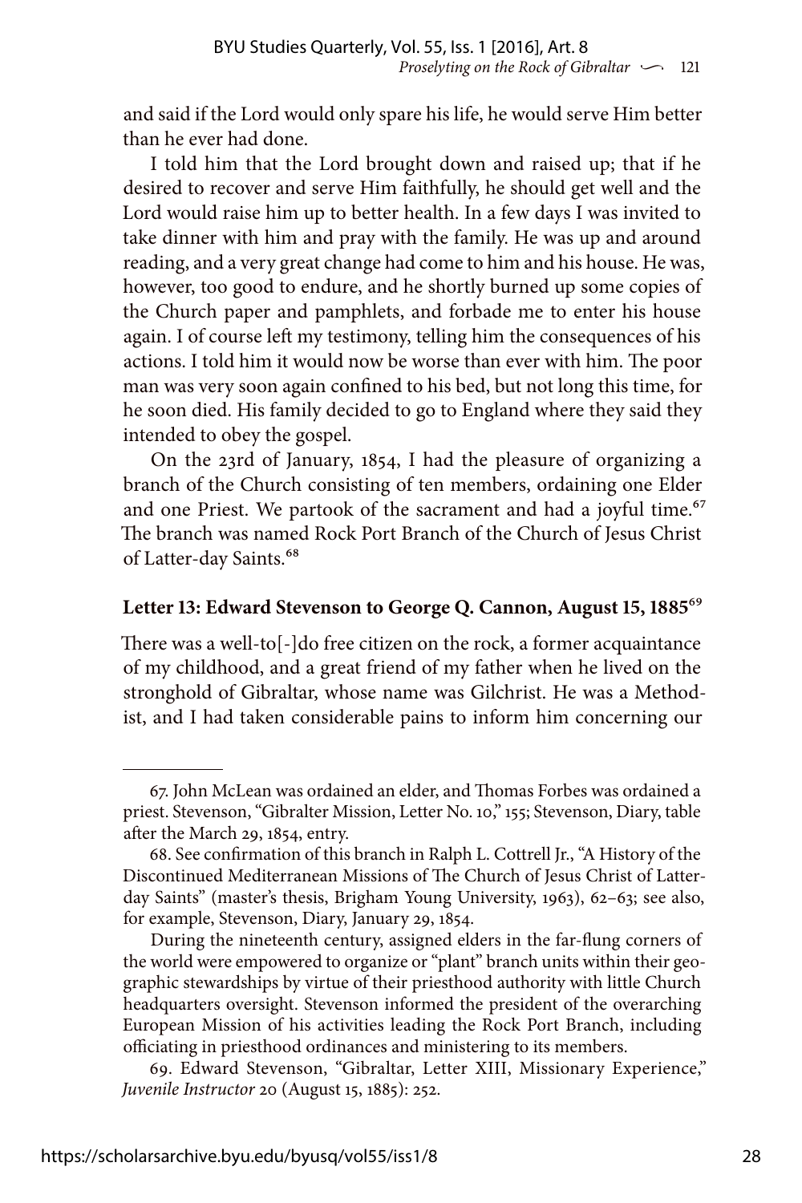and said if the Lord would only spare his life, he would serve Him better than he ever had done.

I told him that the Lord brought down and raised up; that if he desired to recover and serve Him faithfully, he should get well and the Lord would raise him up to better health. In a few days I was invited to take dinner with him and pray with the family. He was up and around reading, and a very great change had come to him and his house. He was, however, too good to endure, and he shortly burned up some copies of the Church paper and pamphlets, and forbade me to enter his house again. I of course left my testimony, telling him the consequences of his actions. I told him it would now be worse than ever with him. The poor man was very soon again confined to his bed, but not long this time, for he soon died. His family decided to go to England where they said they intended to obey the gospel.

On the 23rd of January, 1854, I had the pleasure of organizing a branch of the Church consisting of ten members, ordaining one Elder and one Priest. We partook of the sacrament and had a joyful time.[67] The branch was named Rock Port Branch of the Church of Jesus Christ of Latter-day Saints.[68]

### Letter 13: Edward Stevenson to George Q. Cannon, August 15, 1885[69]

There was a well-to[-]do free citizen on the rock, a former acquaintance of my childhood, and a great friend of my father when he lived on the stronghold of Gibraltar, whose name was Gilchrist. He was a Methodist, and I had taken considerable pains to inform him concerning our

---

67. John McLean was ordained an elder, and Thomas Forbes was ordained a priest. Stevenson, "Gibralter Mission, Letter No. 10," 155; Stevenson, Diary, table after the March 29, 1854, entry.

68. See confirmation of this branch in Ralph L. Cottrell Jr., "A History of the Discontinued Mediterranean Missions of The Church of Jesus Christ of Latter-day Saints" (master's thesis, Brigham Young University, 1963), 62–63; see also, for example, Stevenson, Diary, January 29, 1854.

During the nineteenth century, assigned elders in the far-flung corners of the world were empowered to organize or "plant" branch units within their geographic stewardships by virtue of their priesthood authority with little Church headquarters oversight. Stevenson informed the president of the overarching European Mission of his activities leading the Rock Port Branch, including officiating in priesthood ordinances and ministering to its members.

69. Edward Stevenson, "Gibraltar, Letter XIII, Missionary Experience," *Juvenile Instructor* 20 (August 15, 1885): 252.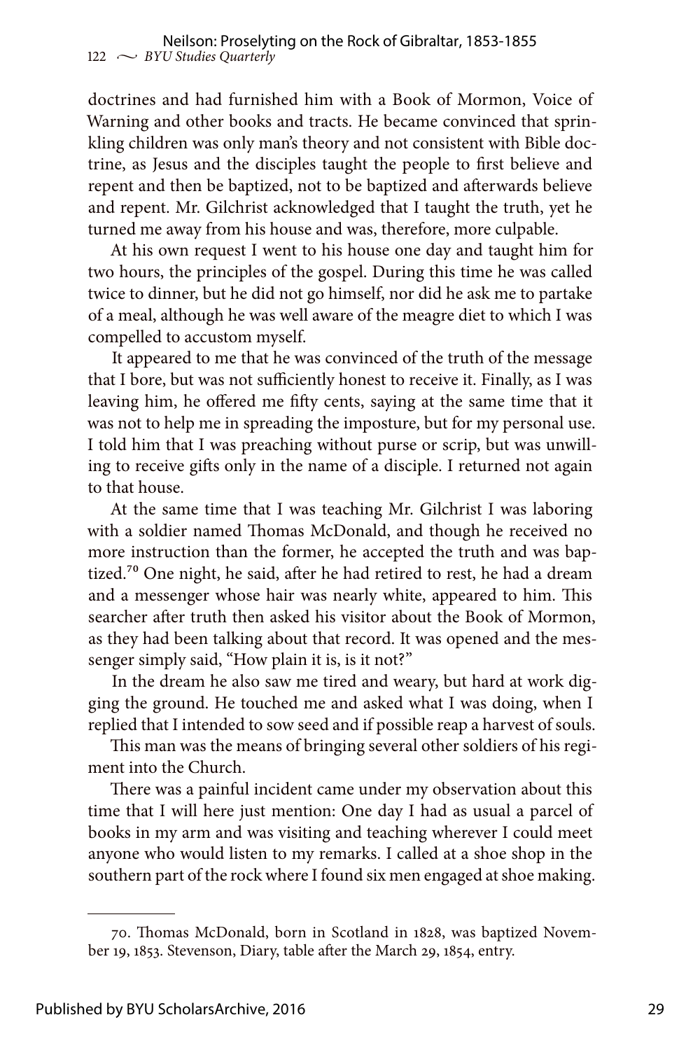doctrines and had furnished him with a Book of Mormon, Voice of Warning and other books and tracts. He became convinced that sprinkling children was only man's theory and not consistent with Bible doctrine, as Jesus and the disciples taught the people to first believe and repent and then be baptized, not to be baptized and afterwards believe and repent. Mr. Gilchrist acknowledged that I taught the truth, yet he turned me away from his house and was, therefore, more culpable.

At his own request I went to his house one day and taught him for two hours, the principles of the gospel. During this time he was called twice to dinner, but he did not go himself, nor did he ask me to partake of a meal, although he was well aware of the meagre diet to which I was compelled to accustom myself.

It appeared to me that he was convinced of the truth of the message that I bore, but was not sufficiently honest to receive it. Finally, as I was leaving him, he offered me fifty cents, saying at the same time that it was not to help me in spreading the imposture, but for my personal use. I told him that I was preaching without purse or scrip, but was unwilling to receive gifts only in the name of a disciple. I returned not again to that house.

At the same time that I was teaching Mr. Gilchrist I was laboring with a soldier named Thomas McDonald, and though he received no more instruction than the former, he accepted the truth and was baptized.[70] One night, he said, after he had retired to rest, he had a dream and a messenger whose hair was nearly white, appeared to him. This searcher after truth then asked his visitor about the Book of Mormon, as they had been talking about that record. It was opened and the messenger simply said, "How plain it is, is it not?"

In the dream he also saw me tired and weary, but hard at work digging the ground. He touched me and asked what I was doing, when I replied that I intended to sow seed and if possible reap a harvest of souls.

This man was the means of bringing several other soldiers of his regiment into the Church.

There was a painful incident came under my observation about this time that I will here just mention: One day I had as usual a parcel of books in my arm and was visiting and teaching wherever I could meet anyone who would listen to my remarks. I called at a shoe shop in the southern part of the rock where I found six men engaged at shoe making.

---

70. Thomas McDonald, born in Scotland in 1828, was baptized November 19, 1853. Stevenson, Diary, table after the March 29, 1854, entry.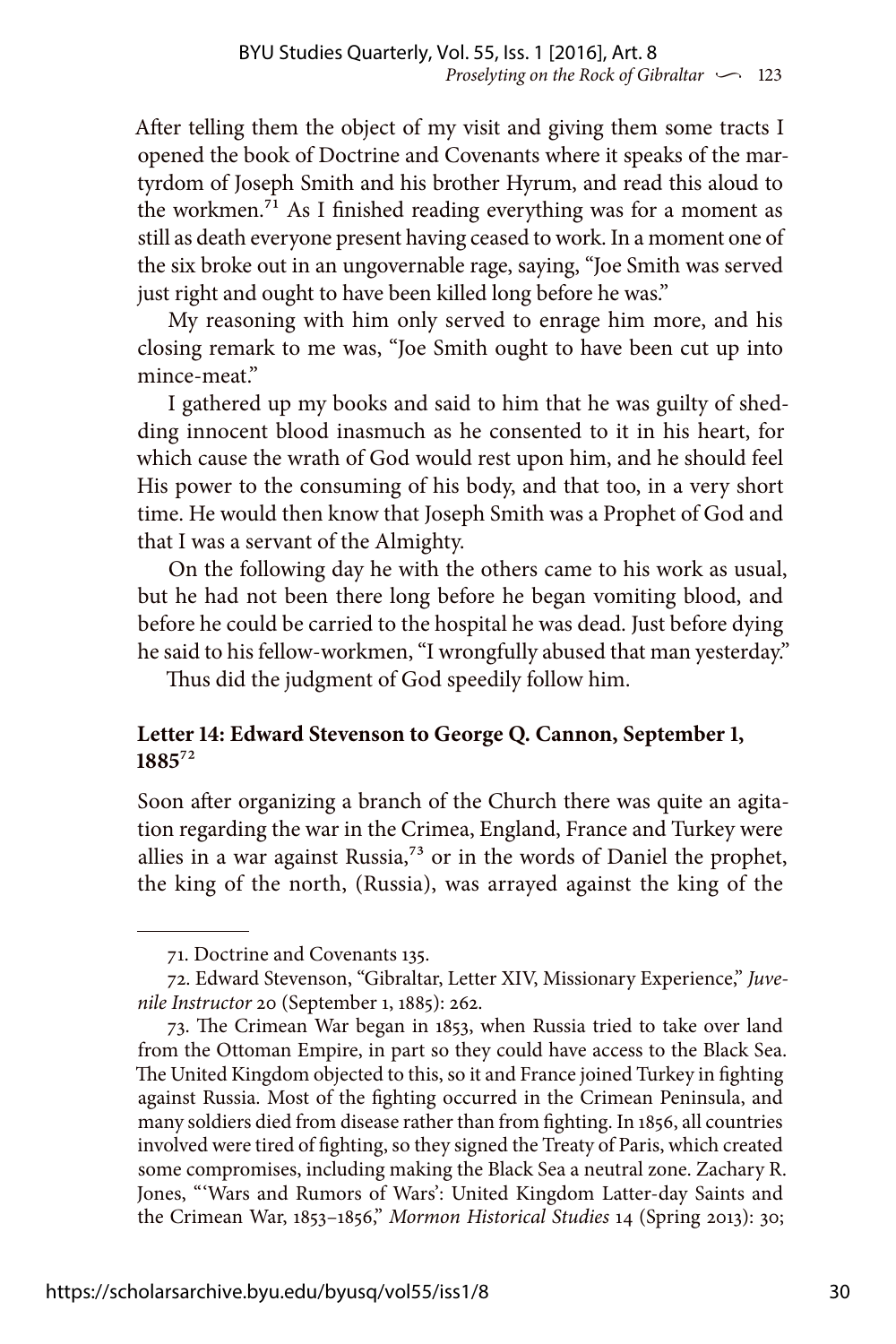After telling them the object of my visit and giving them some tracts I opened the book of Doctrine and Covenants where it speaks of the martyrdom of Joseph Smith and his brother Hyrum, and read this aloud to the workmen.[71] As I finished reading everything was for a moment as still as death everyone present having ceased to work. In a moment one of the six broke out in an ungovernable rage, saying, "Joe Smith was served just right and ought to have been killed long before he was."

My reasoning with him only served to enrage him more, and his closing remark to me was, "Joe Smith ought to have been cut up into mince-meat."

I gathered up my books and said to him that he was guilty of shedding innocent blood inasmuch as he consented to it in his heart, for which cause the wrath of God would rest upon him, and he should feel His power to the consuming of his body, and that too, in a very short time. He would then know that Joseph Smith was a Prophet of God and that I was a servant of the Almighty.

On the following day he with the others came to his work as usual, but he had not been there long before he began vomiting blood, and before he could be carried to the hospital he was dead. Just before dying he said to his fellow-workmen, "I wrongfully abused that man yesterday."

Thus did the judgment of God speedily follow him.

**Letter 14: Edward Stevenson to George Q. Cannon, September 1, 1885**[72]

Soon after organizing a branch of the Church there was quite an agitation regarding the war in the Crimea, England, France and Turkey were allies in a war against Russia,[73] or in the words of Daniel the prophet, the king of the north, (Russia), was arrayed against the king of the

---

71. Doctrine and Covenants 135.

72. Edward Stevenson, "Gibraltar, Letter XIV, Missionary Experience," *Juvenile Instructor* 20 (September 1, 1885): 262.

73. The Crimean War began in 1853, when Russia tried to take over land from the Ottoman Empire, in part so they could have access to the Black Sea. The United Kingdom objected to this, so it and France joined Turkey in fighting against Russia. Most of the fighting occurred in the Crimean Peninsula, and many soldiers died from disease rather than from fighting. In 1856, all countries involved were tired of fighting, so they signed the Treaty of Paris, which created some compromises, including making the Black Sea a neutral zone. Zachary R. Jones, "'Wars and Rumors of Wars': United Kingdom Latter-day Saints and the Crimean War, 1853–1856," *Mormon Historical Studies* 14 (Spring 2013): 30;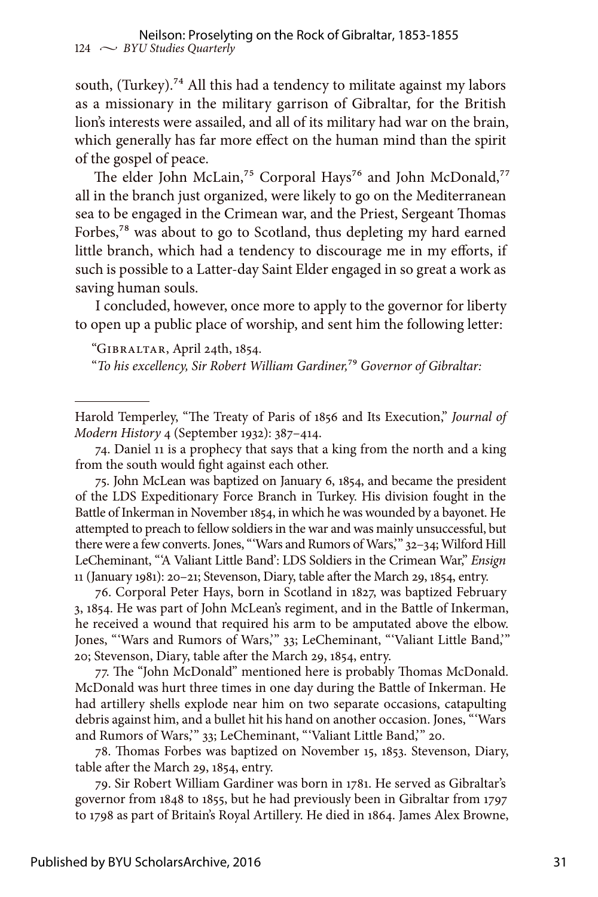south, (Turkey).[74] All this had a tendency to militate against my labors as a missionary in the military garrison of Gibraltar, for the British lion's interests were assailed, and all of its military had war on the brain, which generally has far more effect on the human mind than the spirit of the gospel of peace.

The elder John McLain,[75] Corporal Hays[76] and John McDonald,[77] all in the branch just organized, were likely to go on the Mediterranean sea to be engaged in the Crimean war, and the Priest, Sergeant Thomas Forbes,[78] was about to go to Scotland, thus depleting my hard earned little branch, which had a tendency to discourage me in my efforts, if such is possible to a Latter-day Saint Elder engaged in so great a work as saving human souls.

I concluded, however, once more to apply to the governor for liberty to open up a public place of worship, and sent him the following letter:

"Gibraltar, April 24th, 1854.

"*To his excellency, Sir Robert William Gardiner,*[79] *Governor of Gibraltar:*

---

Harold Temperley, "The Treaty of Paris of 1856 and Its Execution," *Journal of Modern History* 4 (September 1932): 387–414.

74. Daniel 11 is a prophecy that says that a king from the north and a king from the south would fight against each other.

75. John McLean was baptized on January 6, 1854, and became the president of the LDS Expeditionary Force Branch in Turkey. His division fought in the Battle of Inkerman in November 1854, in which he was wounded by a bayonet. He attempted to preach to fellow soldiers in the war and was mainly unsuccessful, but there were a few converts. Jones, "'Wars and Rumors of Wars,'" 32–34; Wilford Hill LeCheminant, "'A Valiant Little Band': LDS Soldiers in the Crimean War," *Ensign* 11 (January 1981): 20–21; Stevenson, Diary, table after the March 29, 1854, entry.

76. Corporal Peter Hays, born in Scotland in 1827, was baptized February 3, 1854. He was part of John McLean's regiment, and in the Battle of Inkerman, he received a wound that required his arm to be amputated above the elbow. Jones, "'Wars and Rumors of Wars,'" 33; LeCheminant, "'Valiant Little Band,'" 20; Stevenson, Diary, table after the March 29, 1854, entry.

77. The "John McDonald" mentioned here is probably Thomas McDonald. McDonald was hurt three times in one day during the Battle of Inkerman. He had artillery shells explode near him on two separate occasions, catapulting debris against him, and a bullet hit his hand on another occasion. Jones, "'Wars and Rumors of Wars,'" 33; LeCheminant, "'Valiant Little Band,'" 20.

78. Thomas Forbes was baptized on November 15, 1853. Stevenson, Diary, table after the March 29, 1854, entry.

79. Sir Robert William Gardiner was born in 1781. He served as Gibraltar's governor from 1848 to 1855, but he had previously been in Gibraltar from 1797 to 1798 as part of Britain's Royal Artillery. He died in 1864. James Alex Browne,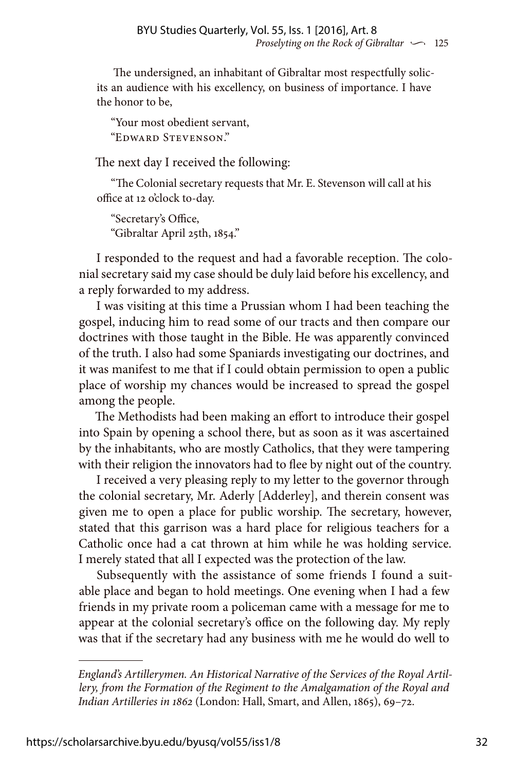The undersigned, an inhabitant of Gibraltar most respectfully solicits an audience with his excellency, on business of importance. I have the honor to be,

"Your most obedient servant,
"Edward Stevenson."

The next day I received the following:

"The Colonial secretary requests that Mr. E. Stevenson will call at his office at 12 o'clock to-day.

"Secretary's Office,
"Gibraltar April 25th, 1854."

I responded to the request and had a favorable reception. The colonial secretary said my case should be duly laid before his excellency, and a reply forwarded to my address.

I was visiting at this time a Prussian whom I had been teaching the gospel, inducing him to read some of our tracts and then compare our doctrines with those taught in the Bible. He was apparently convinced of the truth. I also had some Spaniards investigating our doctrines, and it was manifest to me that if I could obtain permission to open a public place of worship my chances would be increased to spread the gospel among the people.

The Methodists had been making an effort to introduce their gospel into Spain by opening a school there, but as soon as it was ascertained by the inhabitants, who are mostly Catholics, that they were tampering with their religion the innovators had to flee by night out of the country.

I received a very pleasing reply to my letter to the governor through the colonial secretary, Mr. Aderly [Adderley], and therein consent was given me to open a place for public worship. The secretary, however, stated that this garrison was a hard place for religious teachers for a Catholic once had a cat thrown at him while he was holding service. I merely stated that all I expected was the protection of the law.

Subsequently with the assistance of some friends I found a suitable place and began to hold meetings. One evening when I had a few friends in my private room a policeman came with a message for me to appear at the colonial secretary's office on the following day. My reply was that if the secretary had any business with me he would do well to

---

*England's Artillerymen. An Historical Narrative of the Services of the Royal Artillery, from the Formation of the Regiment to the Amalgamation of the Royal and Indian Artilleries in 1862* (London: Hall, Smart, and Allen, 1865), 69–72.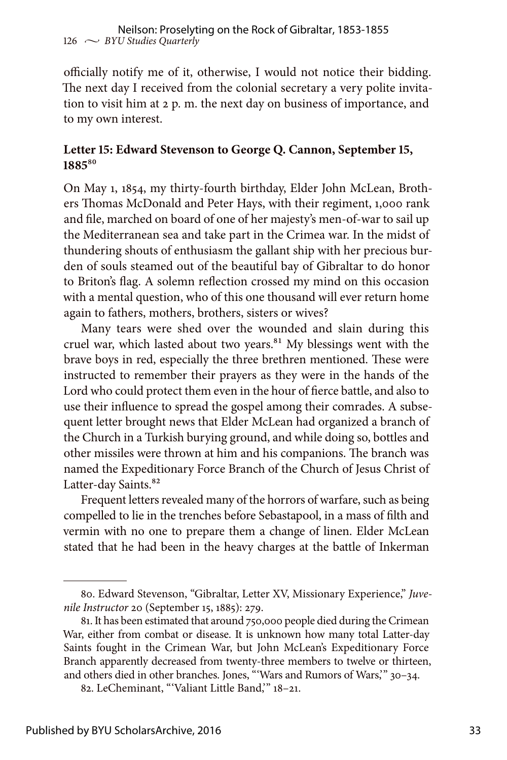officially notify me of it, otherwise, I would not notice their bidding. The next day I received from the colonial secretary a very polite invitation to visit him at 2 p. m. the next day on business of importance, and to my own interest.

### Letter 15: Edward Stevenson to George Q. Cannon, September 15, 1885[80]

On May 1, 1854, my thirty-fourth birthday, Elder John McLean, Brothers Thomas McDonald and Peter Hays, with their regiment, 1,000 rank and file, marched on board of one of her majesty's men-of-war to sail up the Mediterranean sea and take part in the Crimea war. In the midst of thundering shouts of enthusiasm the gallant ship with her precious burden of souls steamed out of the beautiful bay of Gibraltar to do honor to Briton's flag. A solemn reflection crossed my mind on this occasion with a mental question, who of this one thousand will ever return home again to fathers, mothers, brothers, sisters or wives?

Many tears were shed over the wounded and slain during this cruel war, which lasted about two years.[81] My blessings went with the brave boys in red, especially the three brethren mentioned. These were instructed to remember their prayers as they were in the hands of the Lord who could protect them even in the hour of fierce battle, and also to use their influence to spread the gospel among their comrades. A subsequent letter brought news that Elder McLean had organized a branch of the Church in a Turkish burying ground, and while doing so, bottles and other missiles were thrown at him and his companions. The branch was named the Expeditionary Force Branch of the Church of Jesus Christ of Latter-day Saints.[82]

Frequent letters revealed many of the horrors of warfare, such as being compelled to lie in the trenches before Sebastapool, in a mass of filth and vermin with no one to prepare them a change of linen. Elder McLean stated that he had been in the heavy charges at the battle of Inkerman

---

80. Edward Stevenson, "Gibraltar, Letter XV, Missionary Experience," *Juvenile Instructor* 20 (September 15, 1885): 279.

81. It has been estimated that around 750,000 people died during the Crimean War, either from combat or disease. It is unknown how many total Latter-day Saints fought in the Crimean War, but John McLean's Expeditionary Force Branch apparently decreased from twenty-three members to twelve or thirteen, and others died in other branches. Jones, "'Wars and Rumors of Wars,'" 30–34.

82. LeCheminant, "'Valiant Little Band,'" 18–21.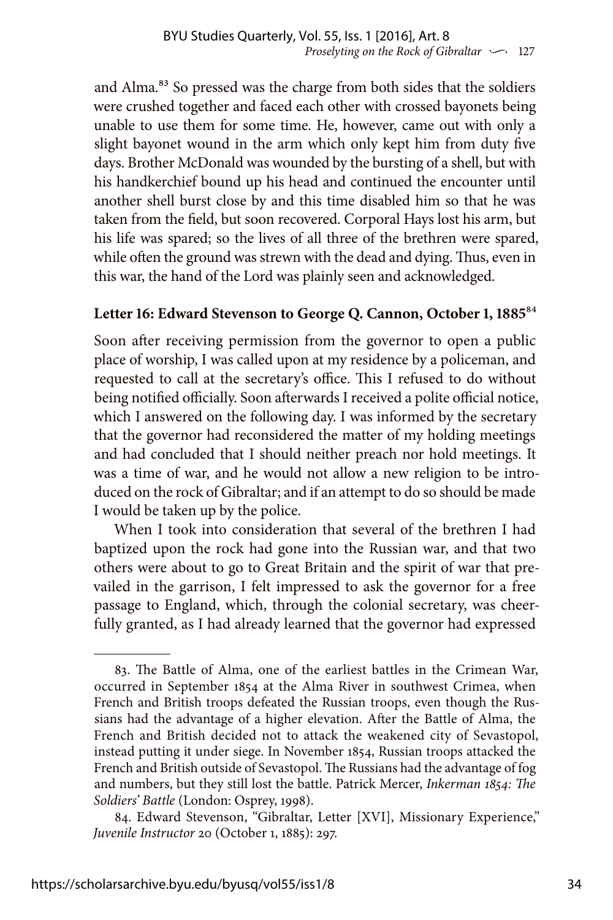and Alma.[83] So pressed was the charge from both sides that the soldiers were crushed together and faced each other with crossed bayonets being unable to use them for some time. He, however, came out with only a slight bayonet wound in the arm which only kept him from duty five days. Brother McDonald was wounded by the bursting of a shell, but with his handkerchief bound up his head and continued the encounter until another shell burst close by and this time disabled him so that he was taken from the field, but soon recovered. Corporal Hays lost his arm, but his life was spared; so the lives of all three of the brethren were spared, while often the ground was strewn with the dead and dying. Thus, even in this war, the hand of the Lord was plainly seen and acknowledged.

### Letter 16: Edward Stevenson to George Q. Cannon, October 1, 1885[84]

Soon after receiving permission from the governor to open a public place of worship, I was called upon at my residence by a policeman, and requested to call at the secretary's office. This I refused to do without being notified officially. Soon afterwards I received a polite official notice, which I answered on the following day. I was informed by the secretary that the governor had reconsidered the matter of my holding meetings and had concluded that I should neither preach nor hold meetings. It was a time of war, and he would not allow a new religion to be introduced on the rock of Gibraltar; and if an attempt to do so should be made I would be taken up by the police.

When I took into consideration that several of the brethren I had baptized upon the rock had gone into the Russian war, and that two others were about to go to Great Britain and the spirit of war that prevailed in the garrison, I felt impressed to ask the governor for a free passage to England, which, through the colonial secretary, was cheerfully granted, as I had already learned that the governor had expressed

---

83. The Battle of Alma, one of the earliest battles in the Crimean War, occurred in September 1854 at the Alma River in southwest Crimea, when French and British troops defeated the Russian troops, even though the Russians had the advantage of a higher elevation. After the Battle of Alma, the French and British decided not to attack the weakened city of Sevastopol, instead putting it under siege. In November 1854, Russian troops attacked the French and British outside of Sevastopol. The Russians had the advantage of fog and numbers, but they still lost the battle. Patrick Mercer, *Inkerman 1854: The Soldiers' Battle* (London: Osprey, 1998).

84. Edward Stevenson, "Gibraltar, Letter [XVI], Missionary Experience," *Juvenile Instructor* 20 (October 1, 1885): 297.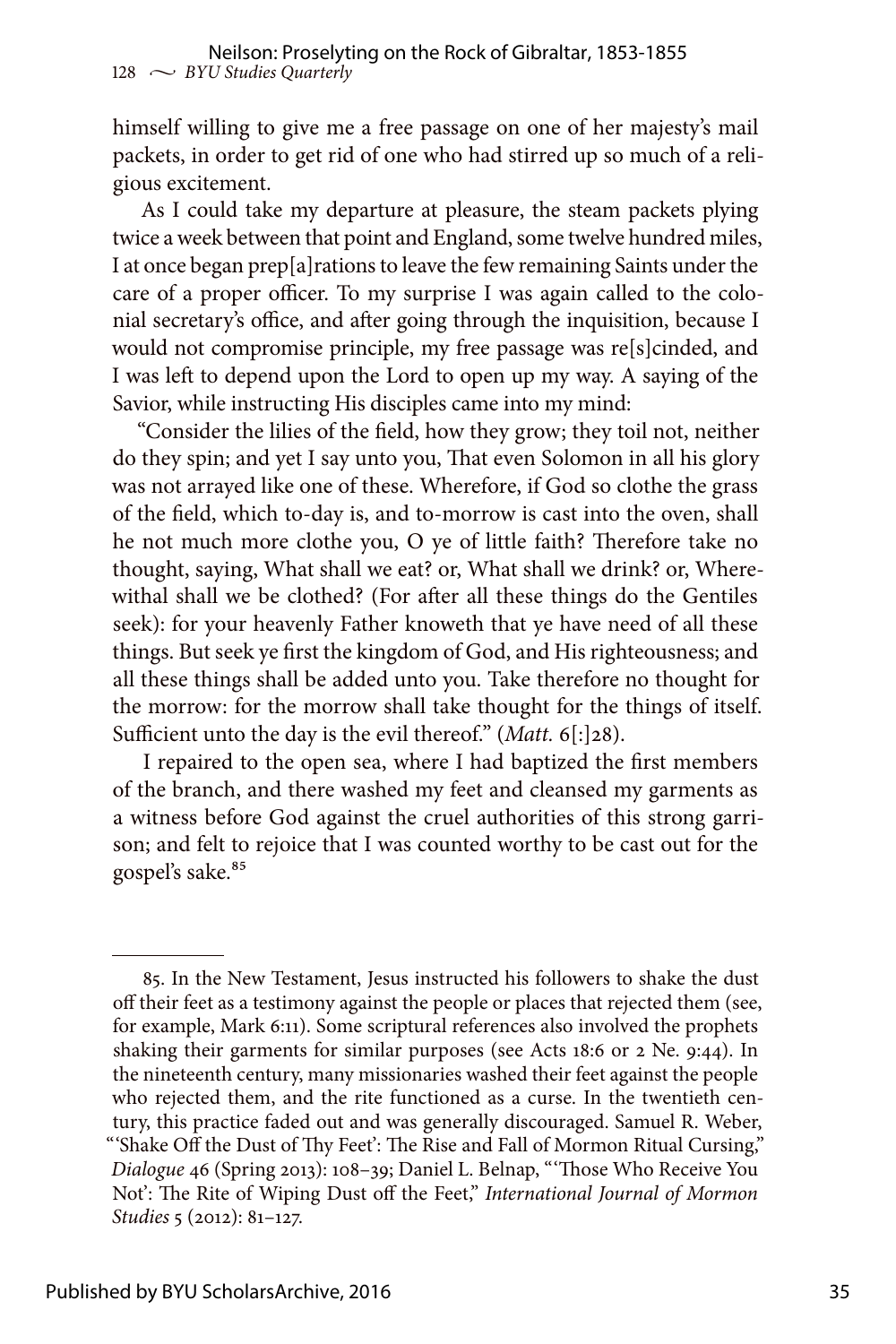himself willing to give me a free passage on one of her majesty's mail packets, in order to get rid of one who had stirred up so much of a religious excitement.

As I could take my departure at pleasure, the steam packets plying twice a week between that point and England, some twelve hundred miles, I at once began prep[a]rations to leave the few remaining Saints under the care of a proper officer. To my surprise I was again called to the colonial secretary's office, and after going through the inquisition, because I would not compromise principle, my free passage was re[s]cinded, and I was left to depend upon the Lord to open up my way. A saying of the Savior, while instructing His disciples came into my mind:

"Consider the lilies of the field, how they grow; they toil not, neither do they spin; and yet I say unto you, That even Solomon in all his glory was not arrayed like one of these. Wherefore, if God so clothe the grass of the field, which to-day is, and to-morrow is cast into the oven, shall he not much more clothe you, O ye of little faith? Therefore take no thought, saying, What shall we eat? or, What shall we drink? or, Wherewithal shall we be clothed? (For after all these things do the Gentiles seek): for your heavenly Father knoweth that ye have need of all these things. But seek ye first the kingdom of God, and His righteousness; and all these things shall be added unto you. Take therefore no thought for the morrow: for the morrow shall take thought for the things of itself. Sufficient unto the day is the evil thereof." (*Matt.* 6[:]28).

I repaired to the open sea, where I had baptized the first members of the branch, and there washed my feet and cleansed my garments as a witness before God against the cruel authorities of this strong garrison; and felt to rejoice that I was counted worthy to be cast out for the gospel's sake.[85]

---

85. In the New Testament, Jesus instructed his followers to shake the dust off their feet as a testimony against the people or places that rejected them (see, for example, Mark 6:11). Some scriptural references also involved the prophets shaking their garments for similar purposes (see Acts 18:6 or 2 Ne. 9:44). In the nineteenth century, many missionaries washed their feet against the people who rejected them, and the rite functioned as a curse. In the twentieth century, this practice faded out and was generally discouraged. Samuel R. Weber, "'Shake Off the Dust of Thy Feet': The Rise and Fall of Mormon Ritual Cursing," *Dialogue* 46 (Spring 2013): 108–39; Daniel L. Belnap, "'Those Who Receive You Not': The Rite of Wiping Dust off the Feet," *International Journal of Mormon Studies* 5 (2012): 81–127.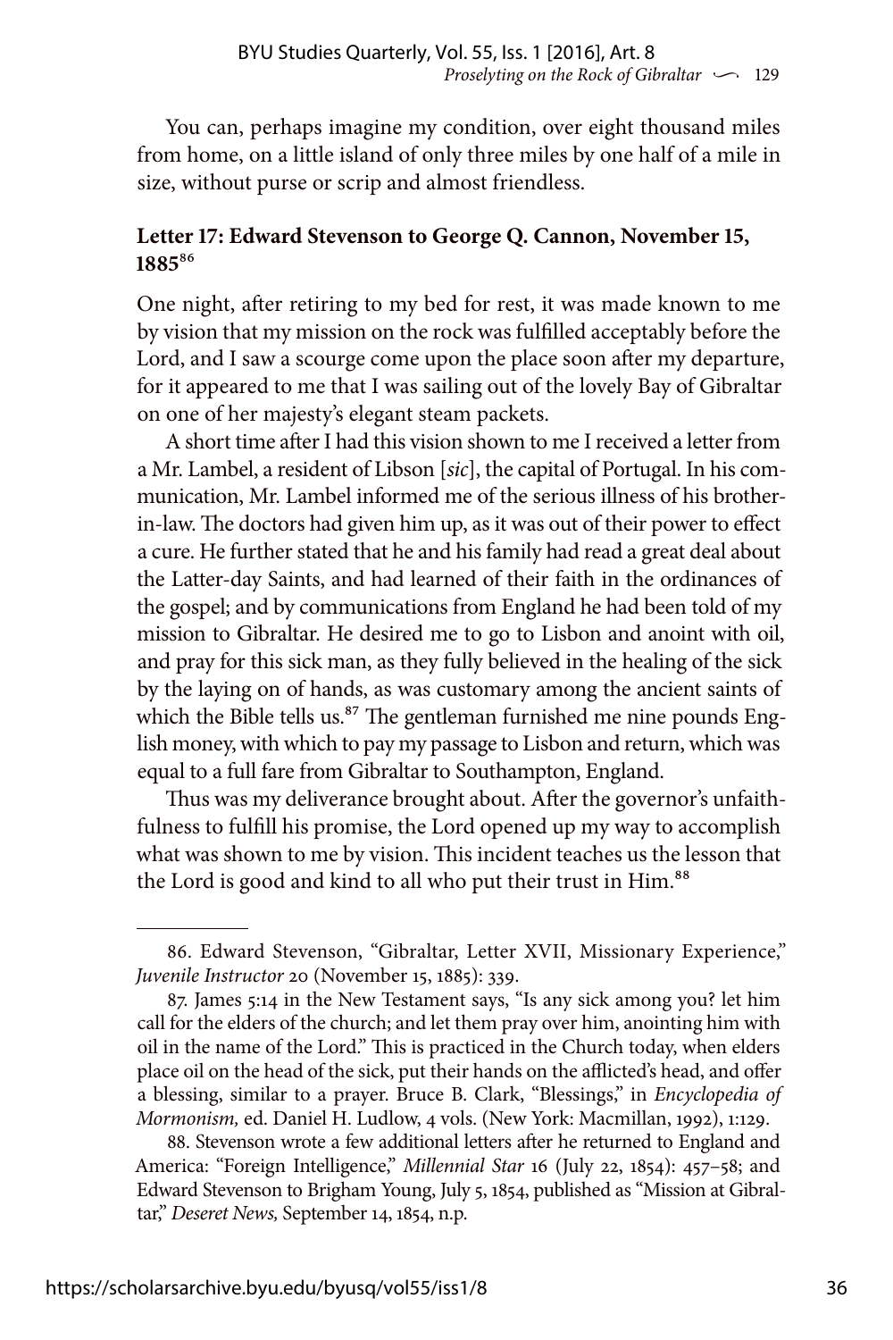You can, perhaps imagine my condition, over eight thousand miles from home, on a little island of only three miles by one half of a mile in size, without purse or scrip and almost friendless.

### Letter 17: Edward Stevenson to George Q. Cannon, November 15, 1885[86]

One night, after retiring to my bed for rest, it was made known to me by vision that my mission on the rock was fulfilled acceptably before the Lord, and I saw a scourge come upon the place soon after my departure, for it appeared to me that I was sailing out of the lovely Bay of Gibraltar on one of her majesty's elegant steam packets.

A short time after I had this vision shown to me I received a letter from a Mr. Lambel, a resident of Libson [*sic*], the capital of Portugal. In his communication, Mr. Lambel informed me of the serious illness of his brother-in-law. The doctors had given him up, as it was out of their power to effect a cure. He further stated that he and his family had read a great deal about the Latter-day Saints, and had learned of their faith in the ordinances of the gospel; and by communications from England he had been told of my mission to Gibraltar. He desired me to go to Lisbon and anoint with oil, and pray for this sick man, as they fully believed in the healing of the sick by the laying on of hands, as was customary among the ancient saints of which the Bible tells us.[87] The gentleman furnished me nine pounds English money, with which to pay my passage to Lisbon and return, which was equal to a full fare from Gibraltar to Southampton, England.

Thus was my deliverance brought about. After the governor's unfaithfulness to fulfill his promise, the Lord opened up my way to accomplish what was shown to me by vision. This incident teaches us the lesson that the Lord is good and kind to all who put their trust in Him.[88]

---

86. Edward Stevenson, "Gibraltar, Letter XVII, Missionary Experience," *Juvenile Instructor* 20 (November 15, 1885): 339.

87. James 5:14 in the New Testament says, "Is any sick among you? let him call for the elders of the church; and let them pray over him, anointing him with oil in the name of the Lord." This is practiced in the Church today, when elders place oil on the head of the sick, put their hands on the afflicted's head, and offer a blessing, similar to a prayer. Bruce B. Clark, "Blessings," in *Encyclopedia of Mormonism,* ed. Daniel H. Ludlow, 4 vols. (New York: Macmillan, 1992), 1:129.

88. Stevenson wrote a few additional letters after he returned to England and America: "Foreign Intelligence," *Millennial Star* 16 (July 22, 1854): 457–58; and Edward Stevenson to Brigham Young, July 5, 1854, published as "Mission at Gibraltar," *Deseret News,* September 14, 1854, n.p.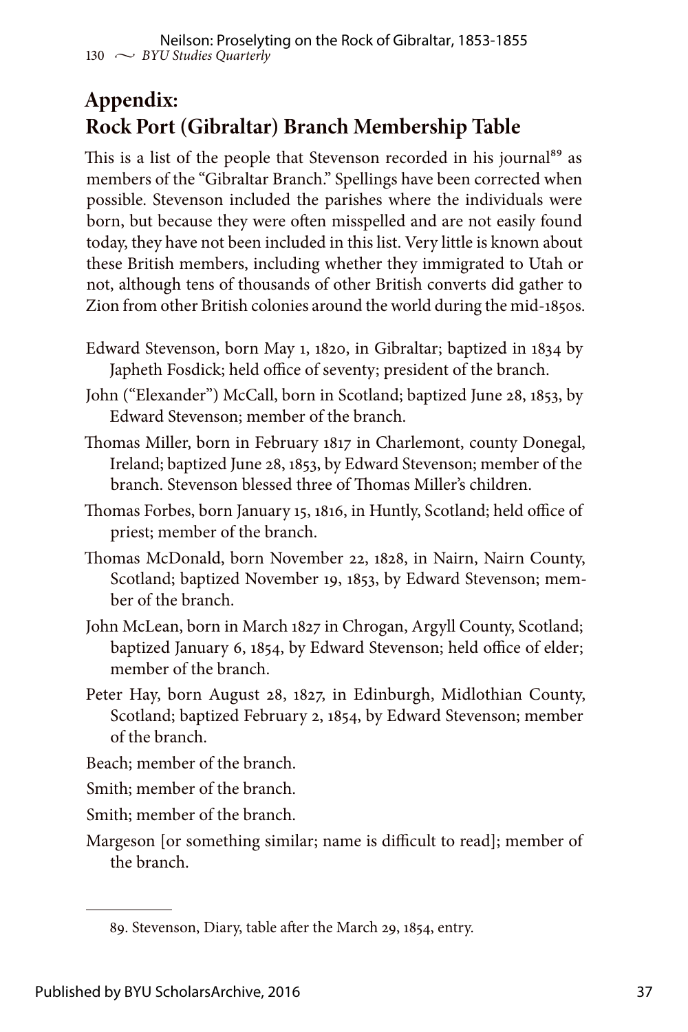## Appendix: Rock Port (Gibraltar) Branch Membership Table

This is a list of the people that Stevenson recorded in his journal[89] as members of the "Gibraltar Branch." Spellings have been corrected when possible. Stevenson included the parishes where the individuals were born, but because they were often misspelled and are not easily found today, they have not been included in this list. Very little is known about these British members, including whether they immigrated to Utah or not, although tens of thousands of other British converts did gather to Zion from other British colonies around the world during the mid-1850s.

Edward Stevenson, born May 1, 1820, in Gibraltar; baptized in 1834 by Japheth Fosdick; held office of seventy; president of the branch.

John ("Elexander") McCall, born in Scotland; baptized June 28, 1853, by Edward Stevenson; member of the branch.

Thomas Miller, born in February 1817 in Charlemont, county Donegal, Ireland; baptized June 28, 1853, by Edward Stevenson; member of the branch. Stevenson blessed three of Thomas Miller's children.

Thomas Forbes, born January 15, 1816, in Huntly, Scotland; held office of priest; member of the branch.

Thomas McDonald, born November 22, 1828, in Nairn, Nairn County, Scotland; baptized November 19, 1853, by Edward Stevenson; member of the branch.

John McLean, born in March 1827 in Chrogan, Argyll County, Scotland; baptized January 6, 1854, by Edward Stevenson; held office of elder; member of the branch.

Peter Hay, born August 28, 1827, in Edinburgh, Midlothian County, Scotland; baptized February 2, 1854, by Edward Stevenson; member of the branch.

Beach; member of the branch.

Smith; member of the branch.

Smith; member of the branch.

Margeson [or something similar; name is difficult to read]; member of the branch.

---

89. Stevenson, Diary, table after the March 29, 1854, entry.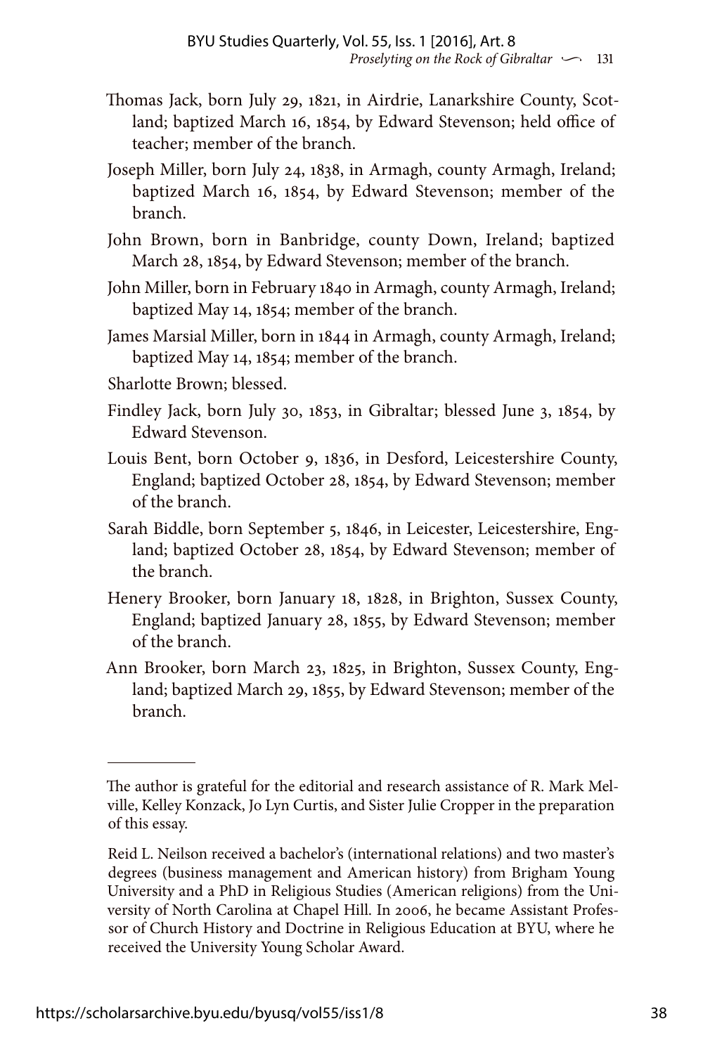Thomas Jack, born July 29, 1821, in Airdrie, Lanarkshire County, Scotland; baptized March 16, 1854, by Edward Stevenson; held office of teacher; member of the branch.

Joseph Miller, born July 24, 1838, in Armagh, county Armagh, Ireland; baptized March 16, 1854, by Edward Stevenson; member of the branch.

John Brown, born in Banbridge, county Down, Ireland; baptized March 28, 1854, by Edward Stevenson; member of the branch.

John Miller, born in February 1840 in Armagh, county Armagh, Ireland; baptized May 14, 1854; member of the branch.

James Marsial Miller, born in 1844 in Armagh, county Armagh, Ireland; baptized May 14, 1854; member of the branch.

Sharlotte Brown; blessed.

Findley Jack, born July 30, 1853, in Gibraltar; blessed June 3, 1854, by Edward Stevenson.

Louis Bent, born October 9, 1836, in Desford, Leicestershire County, England; baptized October 28, 1854, by Edward Stevenson; member of the branch.

Sarah Biddle, born September 5, 1846, in Leicester, Leicestershire, England; baptized October 28, 1854, by Edward Stevenson; member of the branch.

Henery Brooker, born January 18, 1828, in Brighton, Sussex County, England; baptized January 28, 1855, by Edward Stevenson; member of the branch.

Ann Brooker, born March 23, 1825, in Brighton, Sussex County, England; baptized March 29, 1855, by Edward Stevenson; member of the branch.

---

The author is grateful for the editorial and research assistance of R. Mark Melville, Kelley Konzack, Jo Lyn Curtis, and Sister Julie Cropper in the preparation of this essay.

Reid L. Neilson received a bachelor's (international relations) and two master's degrees (business management and American history) from Brigham Young University and a PhD in Religious Studies (American religions) from the University of North Carolina at Chapel Hill. In 2006, he became Assistant Professor of Church History and Doctrine in Religious Education at BYU, where he received the University Young Scholar Award.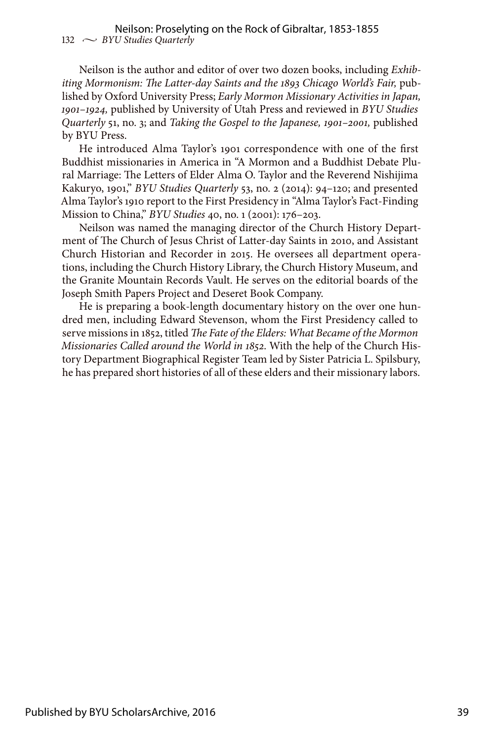Neilson is the author and editor of over two dozen books, including *Exhibiting Mormonism: The Latter-day Saints and the 1893 Chicago World's Fair,* published by Oxford University Press; *Early Mormon Missionary Activities in Japan, 1901–1924,* published by University of Utah Press and reviewed in *BYU Studies Quarterly* 51, no. 3; and *Taking the Gospel to the Japanese, 1901–2001,* published by BYU Press.

He introduced Alma Taylor's 1901 correspondence with one of the first Buddhist missionaries in America in "A Mormon and a Buddhist Debate Plural Marriage: The Letters of Elder Alma O. Taylor and the Reverend Nishijima Kakuryo, 1901," *BYU Studies Quarterly* 53, no. 2 (2014): 94–120; and presented Alma Taylor's 1910 report to the First Presidency in "Alma Taylor's Fact-Finding Mission to China," *BYU Studies* 40, no. 1 (2001): 176–203.

Neilson was named the managing director of the Church History Department of The Church of Jesus Christ of Latter-day Saints in 2010, and Assistant Church Historian and Recorder in 2015. He oversees all department operations, including the Church History Library, the Church History Museum, and the Granite Mountain Records Vault. He serves on the editorial boards of the Joseph Smith Papers Project and Deseret Book Company.

He is preparing a book-length documentary history on the over one hundred men, including Edward Stevenson, whom the First Presidency called to serve missions in 1852, titled *The Fate of the Elders: What Became of the Mormon Missionaries Called around the World in 1852.* With the help of the Church History Department Biographical Register Team led by Sister Patricia L. Spilsbury, he has prepared short histories of all of these elders and their missionary labors.